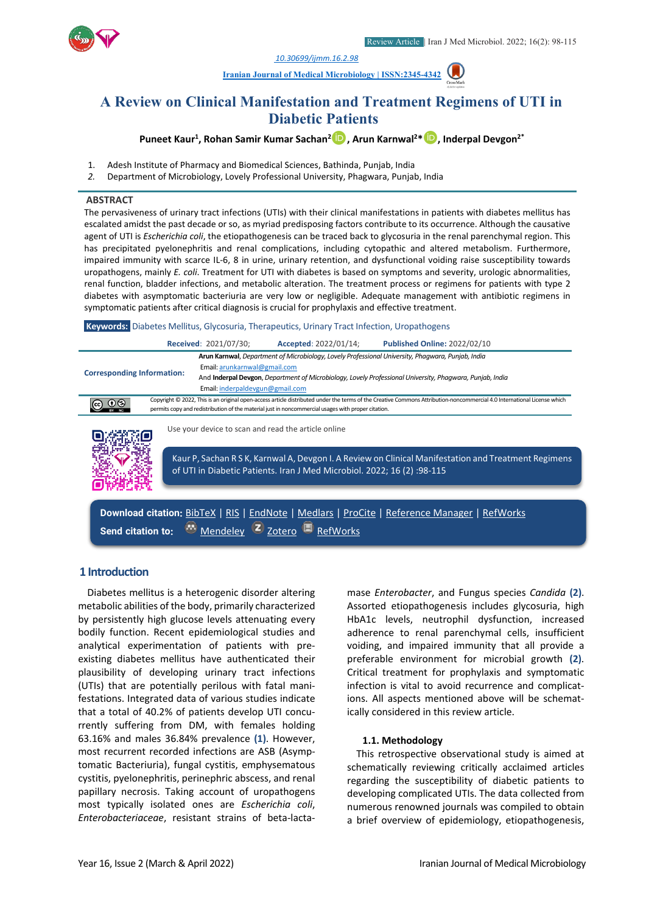Review Article | Iran J Med Microbiol. 2022; 16(2): 98-115

10.30699/ijmm.16.2.98

Iranian Journal of Medical Microbiology | ISSN:2345-4342

# A Review on Clinical Manifestation and Treatment Regimens of UTI in Diabetic Patients

**Puneet Kaur[1], Rohan Samir Kumar Sachan[2], Arun Karnwal[2]*, Inderpal Devgon[2*]**

1. Adesh Institute of Pharmacy and Biomedical Sciences, Bathinda, Punjab, India
2. Department of Microbiology, Lovely Professional University, Phagwara, Punjab, India

## ABSTRACT

The pervasiveness of urinary tract infections (UTIs) with their clinical manifestations in patients with diabetes mellitus has escalated amidst the past decade or so, as myriad predisposing factors contribute to its occurrence. Although the causative agent of UTI is *Escherichia coli*, the etiopathogenesis can be traced back to glycosuria in the renal parenchymal region. This has precipitated pyelonephritis and renal complications, including cytopathic and altered metabolism. Furthermore, impaired immunity with scarce IL-6, 8 in urine, urinary retention, and dysfunctional voiding raise susceptibility towards uropathogens, mainly *E. coli*. Treatment for UTI with diabetes is based on symptoms and severity, urologic abnormalities, renal function, bladder infections, and metabolic alteration. The treatment process or regimens for patients with type 2 diabetes with asymptomatic bacteriuria are very low or negligible. Adequate management with antibiotic regimens in symptomatic patients after critical diagnosis is crucial for prophylaxis and effective treatment.

**Keywords:** Diabetes Mellitus, Glycosuria, Therapeutics, Urinary Tract Infection, Uropathogens

**Received**: 2021/07/30; **Accepted**: 2022/01/14; **Published Online**: 2022/02/10

**Corresponding Information:** **Arun Karnwal**, Department of Microbiology, Lovely Professional University, Phagwara, Punjab, India
Email: arunkarnwal@gmail.com
And **Inderpal Devgon**, Department of Microbiology, Lovely Professional University, Phagwara, Punjab, India
Email: inderpaldevgun@gmail.com

Copyright © 2022, This is an original open-access article distributed under the terms of the Creative Commons Attribution-noncommercial 4.0 International License which permits copy and redistribution of the material just in noncommercial usages with proper citation.

Use your device to scan and read the article online

Kaur P, Sachan R S K, Karnwal A, Devgon I. A Review on Clinical Manifestation and Treatment Regimens of UTI in Diabetic Patients. Iran J Med Microbiol. 2022; 16 (2) :98-115

**Download citation:** BibTeX | RIS | EndNote | Medlars | ProCite | Reference Manager | RefWorks
**Send citation to:** Mendeley | Zotero | RefWorks

## 1 Introduction

Diabetes mellitus is a heterogenic disorder altering metabolic abilities of the body, primarily characterized by persistently high glucose levels attenuating every bodily function. Recent epidemiological studies and analytical experimentation of patients with pre-existing diabetes mellitus have authenticated their plausibility of developing urinary tract infections (UTIs) that are potentially perilous with fatal manifestations. Integrated data of various studies indicate that a total of 40.2% of patients develop UTI concurrently suffering from DM, with females holding 63.16% and males 36.84% prevalence **(1)**. However, most recurrent recorded infections are ASB (Asymptomatic Bacteriuria), fungal cystitis, emphysematous cystitis, pyelonephritis, perinephric abscess, and renal papillary necrosis. Taking account of uropathogens most typically isolated ones are *Escherichia coli*, *Enterobacteriaceae*, resistant strains of beta-lactamase *Enterobacter*, and Fungus species *Candida* **(2)**. Assorted etiopathogenesis includes glycosuria, high HbA1c levels, neutrophil dysfunction, increased adherence to renal parenchymal cells, insufficient voiding, and impaired immunity that all provide a preferable environment for microbial growth **(2)**. Critical treatment for prophylaxis and symptomatic infection is vital to avoid recurrence and complications. All aspects mentioned above will be schematically considered in this review article.

### 1.1. Methodology

This retrospective observational study is aimed at schematically reviewing critically acclaimed articles regarding the susceptibility of diabetic patients to developing complicated UTIs. The data collected from numerous renowned journals was compiled to obtain a brief overview of epidemiology, etiopathogenesis,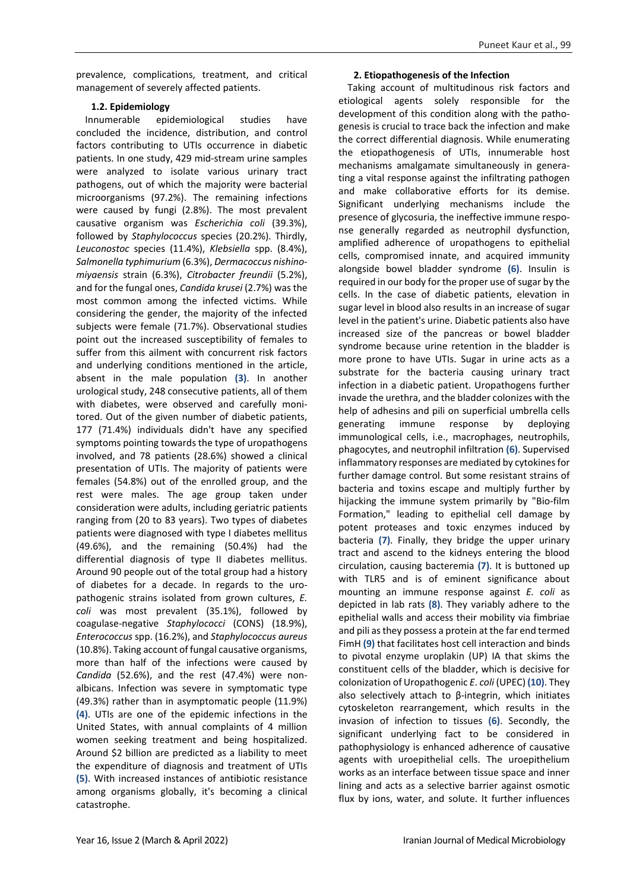prevalence, complications, treatment, and critical management of severely affected patients.

### 1.2. Epidemiology

Innumerable epidemiological studies have concluded the incidence, distribution, and control factors contributing to UTIs occurrence in diabetic patients. In one study, 429 mid-stream urine samples were analyzed to isolate various urinary tract pathogens, out of which the majority were bacterial microorganisms (97.2%). The remaining infections were caused by fungi (2.8%). The most prevalent causative organism was *Escherichia coli* (39.3%), followed by *Staphylococcus* species (20.2%). Thirdly, *Leuconostoc* species (11.4%), *Klebsiella* spp. (8.4%), *Salmonella typhimurium* (6.3%), *Dermacoccus nishinomiyaensis* strain (6.3%), *Citrobacter freundii* (5.2%), and for the fungal ones, *Candida krusei* (2.7%) was the most common among the infected victims. While considering the gender, the majority of the infected subjects were female (71.7%). Observational studies point out the increased susceptibility of females to suffer from this ailment with concurrent risk factors and underlying conditions mentioned in the article, absent in the male population (3). In another urological study, 248 consecutive patients, all of them with diabetes, were observed and carefully monitored. Out of the given number of diabetic patients, 177 (71.4%) individuals didn't have any specified symptoms pointing towards the type of uropathogens involved, and 78 patients (28.6%) showed a clinical presentation of UTIs. The majority of patients were females (54.8%) out of the enrolled group, and the rest were males. The age group taken under consideration were adults, including geriatric patients ranging from (20 to 83 years). Two types of diabetes patients were diagnosed with type I diabetes mellitus (49.6%), and the remaining (50.4%) had the differential diagnosis of type II diabetes mellitus. Around 90 people out of the total group had a history of diabetes for a decade. In regards to the uropathogenic strains isolated from grown cultures, *E. coli* was most prevalent (35.1%), followed by coagulase-negative *Staphylococci* (CONS) (18.9%), *Enterococcus* spp. (16.2%), and *Staphylococcus aureus* (10.8%). Taking account of fungal causative organisms, more than half of the infections were caused by *Candida* (52.6%), and the rest (47.4%) were non-albicans. Infection was severe in symptomatic type (49.3%) rather than in asymptomatic people (11.9%) (4). UTIs are one of the epidemic infections in the United States, with annual complaints of 4 million women seeking treatment and being hospitalized. Around $2 billion are predicted as a liability to meet the expenditure of diagnosis and treatment of UTIs (5). With increased instances of antibiotic resistance among organisms globally, it's becoming a clinical catastrophe.

## 2. Etiopathogenesis of the Infection

Taking account of multitudinous risk factors and etiological agents solely responsible for the development of this condition along with the pathogenesis is crucial to trace back the infection and make the correct differential diagnosis. While enumerating the etiopathogenesis of UTIs, innumerable host mechanisms amalgamate simultaneously in generating a vital response against the infiltrating pathogen and make collaborative efforts for its demise. Significant underlying mechanisms include the presence of glycosuria, the ineffective immune response generally regarded as neutrophil dysfunction, amplified adherence of uropathogens to epithelial cells, compromised innate, and acquired immunity alongside bowel bladder syndrome (6). Insulin is required in our body for the proper use of sugar by the cells. In the case of diabetic patients, elevation in sugar level in blood also results in an increase of sugar level in the patient's urine. Diabetic patients also have increased size of the pancreas or bowel bladder syndrome because urine retention in the bladder is more prone to have UTIs. Sugar in urine acts as a substrate for the bacteria causing urinary tract infection in a diabetic patient. Uropathogens further invade the urethra, and the bladder colonizes with the help of adhesins and pili on superficial umbrella cells generating immune response by deploying immunological cells, i.e., macrophages, neutrophils, phagocytes, and neutrophil infiltration (6). Supervised inflammatory responses are mediated by cytokines for further damage control. But some resistant strains of bacteria and toxins escape and multiply further by hijacking the immune system primarily by "Bio-film Formation," leading to epithelial cell damage by potent proteases and toxic enzymes induced by bacteria (7). Finally, they bridge the upper urinary tract and ascend to the kidneys entering the blood circulation, causing bacteremia (7). It is buttoned up with TLR5 and is of eminent significance about mounting an immune response against *E. coli* as depicted in lab rats (8). They variably adhere to the epithelial walls and access their mobility via fimbriae and pili as they possess a protein at the far end termed FimH (9) that facilitates host cell interaction and binds to pivotal enzyme uroplakin (UP) IA that skims the constituent cells of the bladder, which is decisive for colonization of Uropathogenic *E. coli* (UPEC) (10). They also selectively attach to β-integrin, which initiates cytoskeleton rearrangement, which results in the invasion of infection to tissues (6). Secondly, the significant underlying fact to be considered in pathophysiology is enhanced adherence of causative agents with uroepithelial cells. The uroepithelium works as an interface between tissue space and inner lining and acts as a selective barrier against osmotic flux by ions, water, and solute. It further influences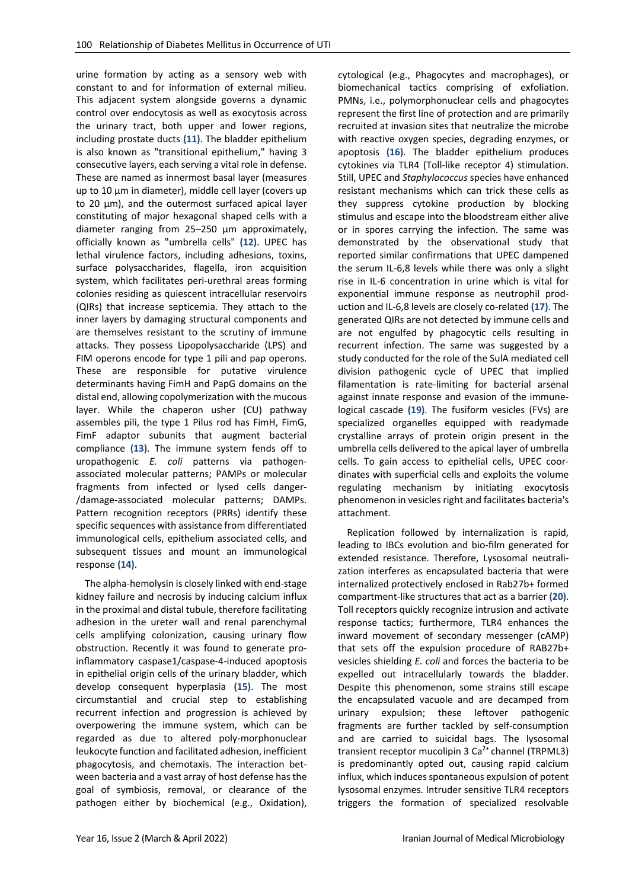urine formation by acting as a sensory web with constant to and for information of external milieu. This adjacent system alongside governs a dynamic control over endocytosis as well as exocytosis across the urinary tract, both upper and lower regions, including prostate ducts **(11)**. The bladder epithelium is also known as "transitional epithelium," having 3 consecutive layers, each serving a vital role in defense. These are named as innermost basal layer (measures up to 10 µm in diameter), middle cell layer (covers up to 20 µm), and the outermost surfaced apical layer constituting of major hexagonal shaped cells with a diameter ranging from 25–250 µm approximately, officially known as "umbrella cells" **(12)**. UPEC has lethal virulence factors, including adhesions, toxins, surface polysaccharides, flagella, iron acquisition system, which facilitates peri-urethral areas forming colonies residing as quiescent intracellular reservoirs (QIRs) that increase septicemia. They attach to the inner layers by damaging structural components and are themselves resistant to the scrutiny of immune attacks. They possess Lipopolysaccharide (LPS) and FIM operons encode for type 1 pili and pap operons. These are responsible for putative virulence determinants having FimH and PapG domains on the distal end, allowing copolymerization with the mucous layer. While the chaperon usher (CU) pathway assembles pili, the type 1 Pilus rod has FimH, FimG, FimF adaptor subunits that augment bacterial compliance **(13)**. The immune system fends off to uropathogenic *E. coli* patterns via pathogen-associated molecular patterns; PAMPs or molecular fragments from infected or lysed cells danger-/damage-associated molecular patterns; DAMPs. Pattern recognition receptors (PRRs) identify these specific sequences with assistance from differentiated immunological cells, epithelium associated cells, and subsequent tissues and mount an immunological response **(14)**.

The alpha-hemolysin is closely linked with end-stage kidney failure and necrosis by inducing calcium influx in the proximal and distal tubule, therefore facilitating adhesion in the ureter wall and renal parenchymal cells amplifying colonization, causing urinary flow obstruction. Recently it was found to generate pro-inflammatory caspase1/caspase-4-induced apoptosis in epithelial origin cells of the urinary bladder, which develop consequent hyperplasia **(15)**. The most circumstantial and crucial step to establishing recurrent infection and progression is achieved by overpowering the immune system, which can be regarded as due to altered poly-morphonuclear leukocyte function and facilitated adhesion, inefficient phagocytosis, and chemotaxis. The interaction between bacteria and a vast array of host defense has the goal of symbiosis, removal, or clearance of the pathogen either by biochemical (e.g., Oxidation), cytological (e.g., Phagocytes and macrophages), or biomechanical tactics comprising of exfoliation. PMNs, i.e., polymorphonuclear cells and phagocytes represent the first line of protection and are primarily recruited at invasion sites that neutralize the microbe with reactive oxygen species, degrading enzymes, or apoptosis **(16)**. The bladder epithelium produces cytokines via TLR4 (Toll-like receptor 4) stimulation. Still, UPEC and *Staphylococcus* species have enhanced resistant mechanisms which can trick these cells as they suppress cytokine production by blocking stimulus and escape into the bloodstream either alive or in spores carrying the infection. The same was demonstrated by the observational study that reported similar confirmations that UPEC dampened the serum IL-6,8 levels while there was only a slight rise in IL-6 concentration in urine which is vital for exponential immune response as neutrophil production and IL-6,8 levels are closely co-related **(17)**. The generated QIRs are not detected by immune cells and are not engulfed by phagocytic cells resulting in recurrent infection. The same was suggested by a study conducted for the role of the SulA mediated cell division pathogenic cycle of UPEC that implied filamentation is rate-limiting for bacterial arsenal against innate response and evasion of the immunological cascade **(19)**. The fusiform vesicles (FVs) are specialized organelles equipped with readymade crystalline arrays of protein origin present in the umbrella cells delivered to the apical layer of umbrella cells. To gain access to epithelial cells, UPEC coordinates with superficial cells and exploits the volume regulating mechanism by initiating exocytosis phenomenon in vesicles right and facilitates bacteria's attachment.

Replication followed by internalization is rapid, leading to IBCs evolution and bio-film generated for extended resistance. Therefore, Lysosomal neutralization interferes as encapsulated bacteria that were internalized protectively enclosed in Rab27b+ formed compartment-like structures that act as a barrier **(20)**. Toll receptors quickly recognize intrusion and activate response tactics; furthermore, TLR4 enhances the inward movement of secondary messenger (cAMP) that sets off the expulsion procedure of RAB27b+ vesicles shielding *E. coli* and forces the bacteria to be expelled out intracellularly towards the bladder. Despite this phenomenon, some strains still escape the encapsulated vacuole and are decamped from urinary expulsion; these leftover pathogenic fragments are further tackled by self-consumption and are carried to suicidal bags. The lysosomal transient receptor mucolipin 3 $Ca^{2+}$ channel (TRPML3) is predominantly opted out, causing rapid calcium influx, which induces spontaneous expulsion of potent lysosomal enzymes. Intruder sensitive TLR4 receptors triggers the formation of specialized resolvable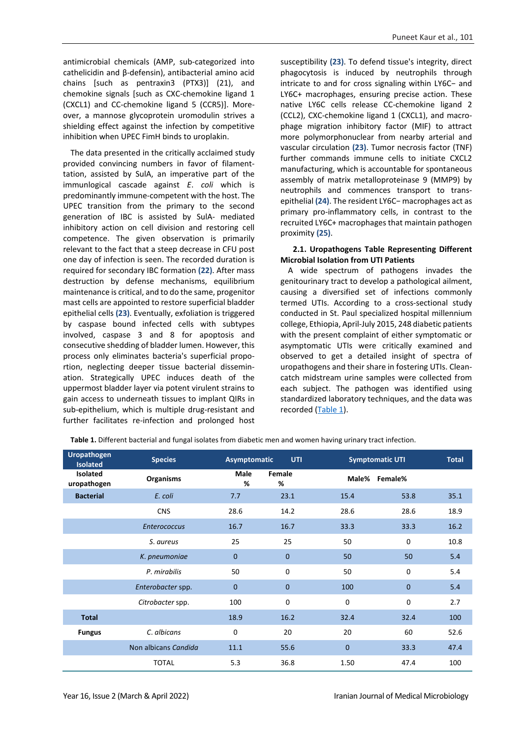antimicrobial chemicals (AMP, sub-categorized into cathelicidin and β-defensin), antibacterial amino acid chains [such as pentraxin3 (PTX3)] (21), and chemokine signals [such as CXC-chemokine ligand 1 (CXCL1) and CC-chemokine ligand 5 (CCR5)]. Moreover, a mannose glycoprotein uromodulin strives a shielding effect against the infection by competitive inhibition when UPEC FimH binds to uroplakin.

The data presented in the critically acclaimed study provided convincing numbers in favor of filamenttation, assisted by SulA, an imperative part of the immunlogical cascade against *E. coli* which is predominantly immune-competent with the host. The UPEC transition from the primary to the second generation of IBC is assisted by SulA- mediated inhibitory action on cell division and restoring cell competence. The given observation is primarily relevant to the fact that a steep decrease in CFU post one day of infection is seen. The recorded duration is required for secondary IBC formation **(22)**. After mass destruction by defense mechanisms, equilibrium maintenance is critical, and to do the same, progenitor mast cells are appointed to restore superficial bladder epithelial cells **(23)**. Eventually, exfoliation is triggered by caspase bound infected cells with subtypes involved, caspase 3 and 8 for apoptosis and consecutive shedding of bladder lumen. However, this process only eliminates bacteria's superficial proportion, neglecting deeper tissue bacterial dissemination. Strategically UPEC induces death of the uppermost bladder layer via potent virulent strains to gain access to underneath tissues to implant QIRs in sub-epithelium, which is multiple drug-resistant and further facilitates re-infection and prolonged host susceptibility **(23)**. To defend tissue's integrity, direct phagocytosis is induced by neutrophils through intricate to and for cross signaling within LY6C− and LY6C+ macrophages, ensuring precise action. These native LY6C cells release CC-chemokine ligand 2 (CCL2), CXC-chemokine ligand 1 (CXCL1), and macrophage migration inhibitory factor (MIF) to attract more polymorphonuclear from nearby arterial and vascular circulation **(23)**. Tumor necrosis factor (TNF) further commands immune cells to initiate CXCL2 manufacturing, which is accountable for spontaneous assembly of matrix metalloproteinase 9 (MMP9) by neutrophils and commences transport to trans-epithelial **(24)**. The resident LY6C− macrophages act as primary pro-inflammatory cells, in contrast to the recruited LY6C+ macrophages that maintain pathogen proximity **(25)**.

### 2.1. Uropathogens Table Representing Different Microbial Isolation from UTI Patients

A wide spectrum of pathogens invades the genitourinary tract to develop a pathological ailment, causing a diversified set of infections commonly termed UTIs. According to a cross-sectional study conducted in St. Paul specialized hospital millennium college, Ethiopia, April-July 2015, 248 diabetic patients with the present complaint of either symptomatic or asymptomatic UTIs were critically examined and observed to get a detailed insight of spectra of uropathogens and their share in fostering UTIs. Clean-catch midstream urine samples were collected from each subject. The pathogen was identified using standardized laboratory techniques, and the data was recorded (Table 1).

**Table 1.** Different bacterial and fungal isolates from diabetic men and women having urinary tract infection.

| Uropathogen Isolated | Species | Asymptomatic UTI | | Symptomatic UTI | | Total |
|---|---|---|---|---|---|---|
| Isolated uropathogen | Organisms | Male % | Female % | Male% | Female% | |
| **Bacterial** | *E. coli* | 7.7 | 23.1 | 15.4 | 53.8 | 35.1 |
| | CNS | 28.6 | 14.2 | 28.6 | 28.6 | 18.9 |
| | *Enterococcus* | 16.7 | 16.7 | 33.3 | 33.3 | 16.2 |
| | *S. aureus* | 25 | 25 | 50 | 0 | 10.8 |
| | *K. pneumoniae* | 0 | 0 | 50 | 50 | 5.4 |
| | *P. mirabilis* | 50 | 0 | 50 | 0 | 5.4 |
| | *Enterobacter* spp. | 0 | 0 | 100 | 0 | 5.4 |
| | *Citrobacter* spp. | 100 | 0 | 0 | 0 | 2.7 |
| **Total** | | 18.9 | 16.2 | 32.4 | 32.4 | 100 |
| **Fungus** | *C. albicans* | 0 | 20 | 20 | 60 | 52.6 |
| | Non albicans *Candida* | 11.1 | 55.6 | 0 | 33.3 | 47.4 |
| | TOTAL | 5.3 | 36.8 | 1.50 | 47.4 | 100 |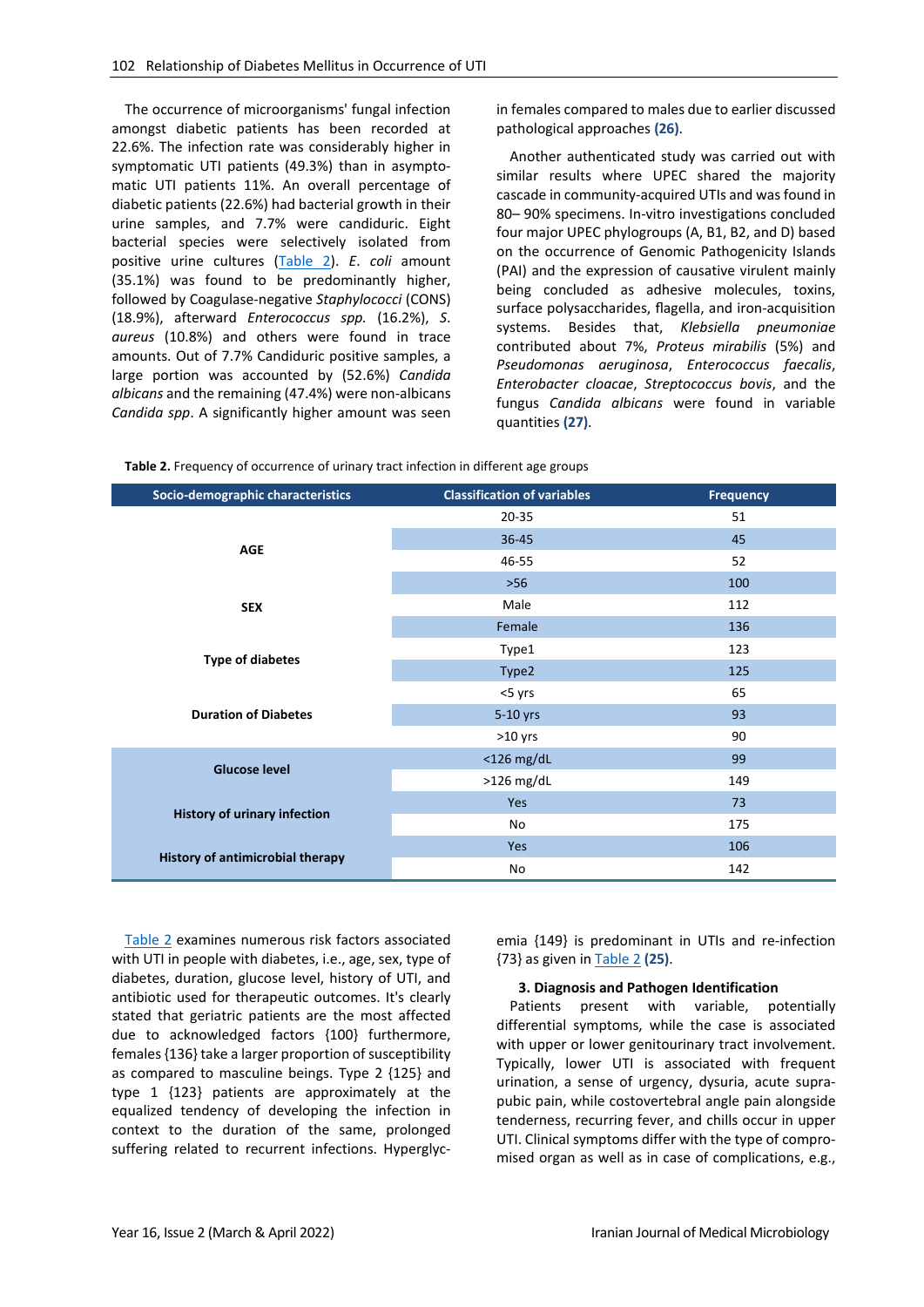The occurrence of microorganisms' fungal infection amongst diabetic patients has been recorded at 22.6%. The infection rate was considerably higher in symptomatic UTI patients (49.3%) than in asymptomatic UTI patients 11%. An overall percentage of diabetic patients (22.6%) had bacterial growth in their urine samples, and 7.7% were candiduric. Eight bacterial species were selectively isolated from positive urine cultures (Table 2). *E. coli* amount (35.1%) was found to be predominantly higher, followed by Coagulase-negative *Staphylococci* (CONS) (18.9%), afterward *Enterococcus spp.* (16.2%), *S. aureus* (10.8%) and others were found in trace amounts. Out of 7.7% Candiduric positive samples, a large portion was accounted by (52.6%) *Candida albicans* and the remaining (47.4%) were non-albicans *Candida spp*. A significantly higher amount was seen in females compared to males due to earlier discussed pathological approaches **(26)**.

Another authenticated study was carried out with similar results where UPEC shared the majority cascade in community-acquired UTIs and was found in 80– 90% specimens. In-vitro investigations concluded four major UPEC phylogroups (A, B1, B2, and D) based on the occurrence of Genomic Pathogenicity Islands (PAI) and the expression of causative virulent mainly being concluded as adhesive molecules, toxins, surface polysaccharides, flagella, and iron-acquisition systems. Besides that, *Klebsiella pneumoniae* contributed about 7%, *Proteus mirabilis* (5%) and *Pseudomonas aeruginosa*, *Enterococcus faecalis*, *Enterobacter cloacae*, *Streptococcus bovis*, and the fungus *Candida albicans* were found in variable quantities **(27)**.

**Table 2.** Frequency of occurrence of urinary tract infection in different age groups

| Socio-demographic characteristics | Classification of variables | Frequency |
|---|---|---|
| AGE | 20-35 | 51 |
| | 36-45 | 45 |
| | 46-55 | 52 |
| | >56 | 100 |
| SEX | Male | 112 |
| | Female | 136 |
| Type of diabetes | Type1 | 123 |
| | Type2 | 125 |
| Duration of Diabetes | <5 yrs | 65 |
| | 5-10 yrs | 93 |
| | >10 yrs | 90 |
| Glucose level | <126 mg/dL | 99 |
| | >126 mg/dL | 149 |
| History of urinary infection | Yes | 73 |
| | No | 175 |
| History of antimicrobial therapy | Yes | 106 |
| | No | 142 |

Table 2 examines numerous risk factors associated with UTI in people with diabetes, i.e., age, sex, type of diabetes, duration, glucose level, history of UTI, and antibiotic used for therapeutic outcomes. It's clearly stated that geriatric patients are the most affected due to acknowledged factors {100} furthermore, females {136} take a larger proportion of susceptibility as compared to masculine beings. Type 2 {125} and type 1 {123} patients are approximately at the equalized tendency of developing the infection in context to the duration of the same, prolonged suffering related to recurrent infections. Hyperglycemia {149} is predominant in UTIs and re-infection {73} as given in Table 2 **(25)**.

### 3. Diagnosis and Pathogen Identification

Patients present with variable, potentially differential symptoms, while the case is associated with upper or lower genitourinary tract involvement. Typically, lower UTI is associated with frequent urination, a sense of urgency, dysuria, acute suprapubic pain, while costovertebral angle pain alongside tenderness, recurring fever, and chills occur in upper UTI. Clinical symptoms differ with the type of compromised organ as well as in case of complications, e.g.,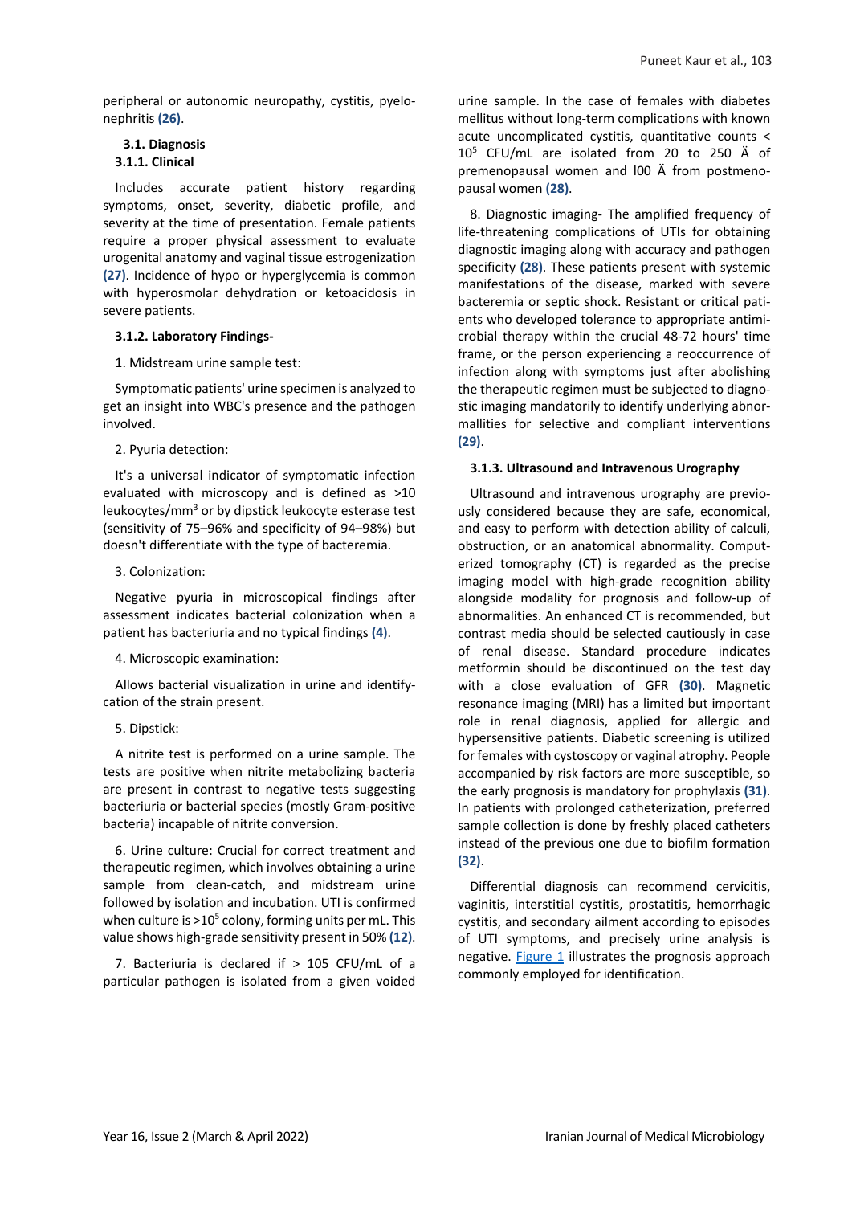peripheral or autonomic neuropathy, cystitis, pyelonephritis (26).

### 3.1. Diagnosis

#### 3.1.1. Clinical

Includes accurate patient history regarding symptoms, onset, severity, diabetic profile, and severity at the time of presentation. Female patients require a proper physical assessment to evaluate urogenital anatomy and vaginal tissue estrogenization (27). Incidence of hypo or hyperglycemia is common with hyperosmolar dehydration or ketoacidosis in severe patients.

#### 3.1.2. Laboratory Findings-

1. Midstream urine sample test:

Symptomatic patients' urine specimen is analyzed to get an insight into WBC's presence and the pathogen involved.

2. Pyuria detection:

It's a universal indicator of symptomatic infection evaluated with microscopy and is defined as >10 leukocytes/mm$^3$ or by dipstick leukocyte esterase test (sensitivity of 75–96% and specificity of 94–98%) but doesn't differentiate with the type of bacteremia.

3. Colonization:

Negative pyuria in microscopical findings after assessment indicates bacterial colonization when a patient has bacteriuria and no typical findings (4).

4. Microscopic examination:

Allows bacterial visualization in urine and identify-cation of the strain present.

5. Dipstick:

A nitrite test is performed on a urine sample. The tests are positive when nitrite metabolizing bacteria are present in contrast to negative tests suggesting bacteriuria or bacterial species (mostly Gram-positive bacteria) incapable of nitrite conversion.

6. Urine culture: Crucial for correct treatment and therapeutic regimen, which involves obtaining a urine sample from clean-catch, and midstream urine followed by isolation and incubation. UTI is confirmed when culture is >10$^5$ colony, forming units per mL. This value shows high-grade sensitivity present in 50% (12).

7. Bacteriuria is declared if > 105 CFU/mL of a particular pathogen is isolated from a given voided urine sample. In the case of females with diabetes mellitus without long-term complications with known acute uncomplicated cystitis, quantitative counts < 10$^5$ CFU/mL are isolated from 20 to 250 Ä of premenopausal women and l00 Ä from postmenopausal women (28).

8. Diagnostic imaging- The amplified frequency of life-threatening complications of UTIs for obtaining diagnostic imaging along with accuracy and pathogen specificity (28). These patients present with systemic manifestations of the disease, marked with severe bacteremia or septic shock. Resistant or critical patients who developed tolerance to appropriate antimicrobial therapy within the crucial 48-72 hours' time frame, or the person experiencing a reoccurrence of infection along with symptoms just after abolishing the therapeutic regimen must be subjected to diagnostic imaging mandatorily to identify underlying abnormallities for selective and compliant interventions (29).

#### 3.1.3. Ultrasound and Intravenous Urography

Ultrasound and intravenous urography are previously considered because they are safe, economical, and easy to perform with detection ability of calculi, obstruction, or an anatomical abnormality. Computerized tomography (CT) is regarded as the precise imaging model with high-grade recognition ability alongside modality for prognosis and follow-up of abnormalities. An enhanced CT is recommended, but contrast media should be selected cautiously in case of renal disease. Standard procedure indicates metformin should be discontinued on the test day with a close evaluation of GFR (30). Magnetic resonance imaging (MRI) has a limited but important role in renal diagnosis, applied for allergic and hypersensitive patients. Diabetic screening is utilized for females with cystoscopy or vaginal atrophy. People accompanied by risk factors are more susceptible, so the early prognosis is mandatory for prophylaxis (31). In patients with prolonged catheterization, preferred sample collection is done by freshly placed catheters instead of the previous one due to biofilm formation (32).

Differential diagnosis can recommend cervicitis, vaginitis, interstitial cystitis, prostatitis, hemorrhagic cystitis, and secondary ailment according to episodes of UTI symptoms, and precisely urine analysis is negative. Figure 1 illustrates the prognosis approach commonly employed for identification.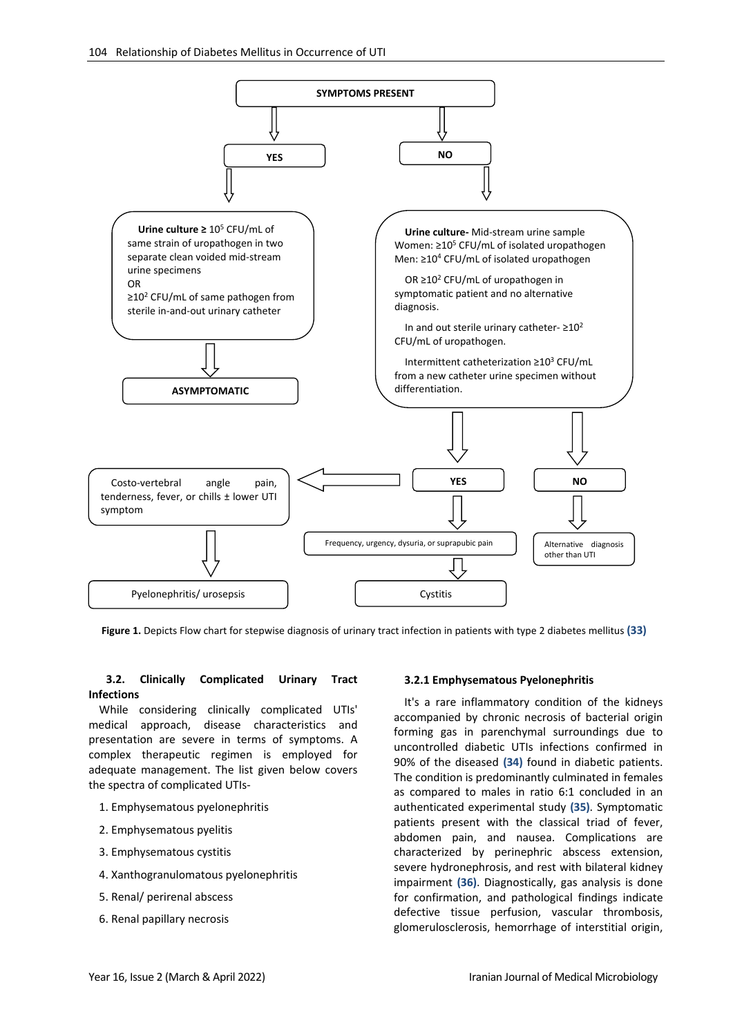SYMPTOMS PRESENT

YES

NO

**Urine culture ≥** $10^5$ CFU/mL of same strain of uropathogen in two separate clean voided mid-stream urine specimens
OR
≥$10^2$ CFU/mL of same pathogen from sterile in-and-out urinary catheter

ASYMPTOMATIC

**Urine culture-** Mid-stream urine sample
Women: ≥$10^5$ CFU/mL of isolated uropathogen
Men: ≥$10^4$ CFU/mL of isolated uropathogen

OR ≥$10^2$ CFU/mL of uropathogen in symptomatic patient and no alternative diagnosis.

In and out sterile urinary catheter- ≥$10^2$ CFU/mL of uropathogen.

Intermittent catheterization ≥$10^3$ CFU/mL from a new catheter urine specimen without differentiation.

YES

NO

Costo-vertebral angle pain, tenderness, fever, or chills ± lower UTI symptom

Frequency, urgency, dysuria, or suprapubic pain

Alternative diagnosis other than UTI

Pyelonephritis/ urosepsis

Cystitis

**Figure 1.** Depicts Flow chart for stepwise diagnosis of urinary tract infection in patients with type 2 diabetes mellitus (33)

### 3.2. Clinically Complicated Urinary Tract Infections

While considering clinically complicated UTIs' medical approach, disease characteristics and presentation are severe in terms of symptoms. A complex therapeutic regimen is employed for adequate management. The list given below covers the spectra of complicated UTIs-

1. Emphysematous pyelonephritis
2. Emphysematous pyelitis
3. Emphysematous cystitis
4. Xanthogranulomatous pyelonephritis
5. Renal/ perirenal abscess
6. Renal papillary necrosis

#### 3.2.1 Emphysematous Pyelonephritis

It's a rare inflammatory condition of the kidneys accompanied by chronic necrosis of bacterial origin forming gas in parenchymal surroundings due to uncontrolled diabetic UTIs infections confirmed in 90% of the diseased (34) found in diabetic patients. The condition is predominantly culminated in females as compared to males in ratio 6:1 concluded in an authenticated experimental study (35). Symptomatic patients present with the classical triad of fever, abdomen pain, and nausea. Complications are characterized by perinephric abscess extension, severe hydronephrosis, and rest with bilateral kidney impairment (36). Diagnostically, gas analysis is done for confirmation, and pathological findings indicate defective tissue perfusion, vascular thrombosis, glomerulosclerosis, hemorrhage of interstitial origin,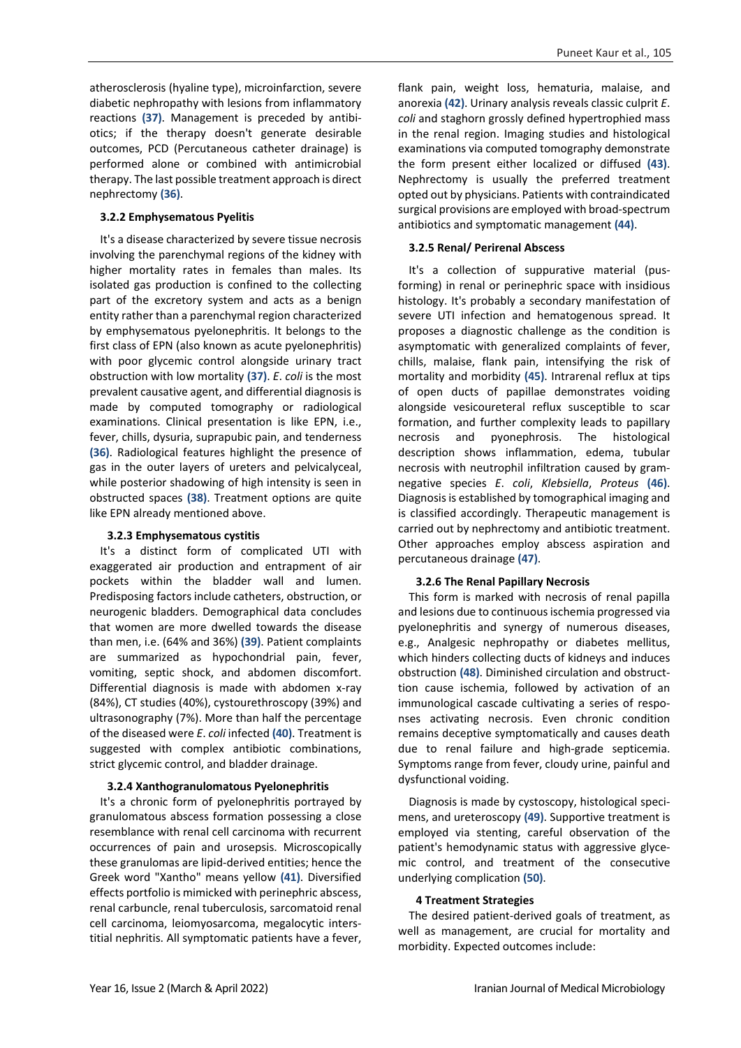atherosclerosis (hyaline type), microinfarction, severe diabetic nephropathy with lesions from inflammatory reactions **(37)**. Management is preceded by antibiotics; if the therapy doesn't generate desirable outcomes, PCD (Percutaneous catheter drainage) is performed alone or combined with antimicrobial therapy. The last possible treatment approach is direct nephrectomy **(36)**.

### 3.2.2 Emphysematous Pyelitis

It's a disease characterized by severe tissue necrosis involving the parenchymal regions of the kidney with higher mortality rates in females than males. Its isolated gas production is confined to the collecting part of the excretory system and acts as a benign entity rather than a parenchymal region characterized by emphysematous pyelonephritis. It belongs to the first class of EPN (also known as acute pyelonephritis) with poor glycemic control alongside urinary tract obstruction with low mortality **(37)**. *E. coli* is the most prevalent causative agent, and differential diagnosis is made by computed tomography or radiological examinations. Clinical presentation is like EPN, i.e., fever, chills, dysuria, suprapubic pain, and tenderness **(36)**. Radiological features highlight the presence of gas in the outer layers of ureters and pelvicalyceal, while posterior shadowing of high intensity is seen in obstructed spaces **(38)**. Treatment options are quite like EPN already mentioned above.

### 3.2.3 Emphysematous cystitis

It's a distinct form of complicated UTI with exaggerated air production and entrapment of air pockets within the bladder wall and lumen. Predisposing factors include catheters, obstruction, or neurogenic bladders. Demographical data concludes that women are more dwelled towards the disease than men, i.e. (64% and 36%) **(39)**. Patient complaints are summarized as hypochondrial pain, fever, vomiting, septic shock, and abdomen discomfort. Differential diagnosis is made with abdomen x-ray (84%), CT studies (40%), cystourethroscopy (39%) and ultrasonography (7%). More than half the percentage of the diseased were *E. coli* infected **(40)**. Treatment is suggested with complex antibiotic combinations, strict glycemic control, and bladder drainage.

### 3.2.4 Xanthogranulomatous Pyelonephritis

It's a chronic form of pyelonephritis portrayed by granulomatous abscess formation possessing a close resemblance with renal cell carcinoma with recurrent occurrences of pain and urosepsis. Microscopically these granulomas are lipid-derived entities; hence the Greek word "Xantho" means yellow **(41)**. Diversified effects portfolio is mimicked with perinephric abscess, renal carbuncle, renal tuberculosis, sarcomatoid renal cell carcinoma, leiomyosarcoma, megalocytic interstitial nephritis. All symptomatic patients have a fever, flank pain, weight loss, hematuria, malaise, and anorexia **(42)**. Urinary analysis reveals classic culprit *E. coli* and staghorn grossly defined hypertrophied mass in the renal region. Imaging studies and histological examinations via computed tomography demonstrate the form present either localized or diffused **(43)**. Nephrectomy is usually the preferred treatment opted out by physicians. Patients with contraindicated surgical provisions are employed with broad-spectrum antibiotics and symptomatic management **(44)**.

### 3.2.5 Renal/ Perirenal Abscess

It's a collection of suppurative material (pus-forming) in renal or perinephric space with insidious histology. It's probably a secondary manifestation of severe UTI infection and hematogenous spread. It proposes a diagnostic challenge as the condition is asymptomatic with generalized complaints of fever, chills, malaise, flank pain, intensifying the risk of mortality and morbidity **(45)**. Intrarenal reflux at tips of open ducts of papillae demonstrates voiding alongside vesicoureteral reflux susceptible to scar formation, and further complexity leads to papillary necrosis and pyonephrosis. The histological description shows inflammation, edema, tubular necrosis with neutrophil infiltration caused by gram-negative species *E. coli*, *Klebsiella*, *Proteus* **(46)**. Diagnosis is established by tomographical imaging and is classified accordingly. Therapeutic management is carried out by nephrectomy and antibiotic treatment. Other approaches employ abscess aspiration and percutaneous drainage **(47)**.

### 3.2.6 The Renal Papillary Necrosis

This form is marked with necrosis of renal papilla and lesions due to continuous ischemia progressed via pyelonephritis and synergy of numerous diseases, e.g., Analgesic nephropathy or diabetes mellitus, which hinders collecting ducts of kidneys and induces obstruction **(48)**. Diminished circulation and obstruction cause ischemia, followed by activation of an immunological cascade cultivating a series of responses activating necrosis. Even chronic condition remains deceptive symptomatically and causes death due to renal failure and high-grade septicemia. Symptoms range from fever, cloudy urine, painful and dysfunctional voiding.

Diagnosis is made by cystoscopy, histological specimens, and ureteroscopy **(49)**. Supportive treatment is employed via stenting, careful observation of the patient's hemodynamic status with aggressive glycemic control, and treatment of the consecutive underlying complication **(50)**.

## 4 Treatment Strategies

The desired patient-derived goals of treatment, as well as management, are crucial for mortality and morbidity. Expected outcomes include: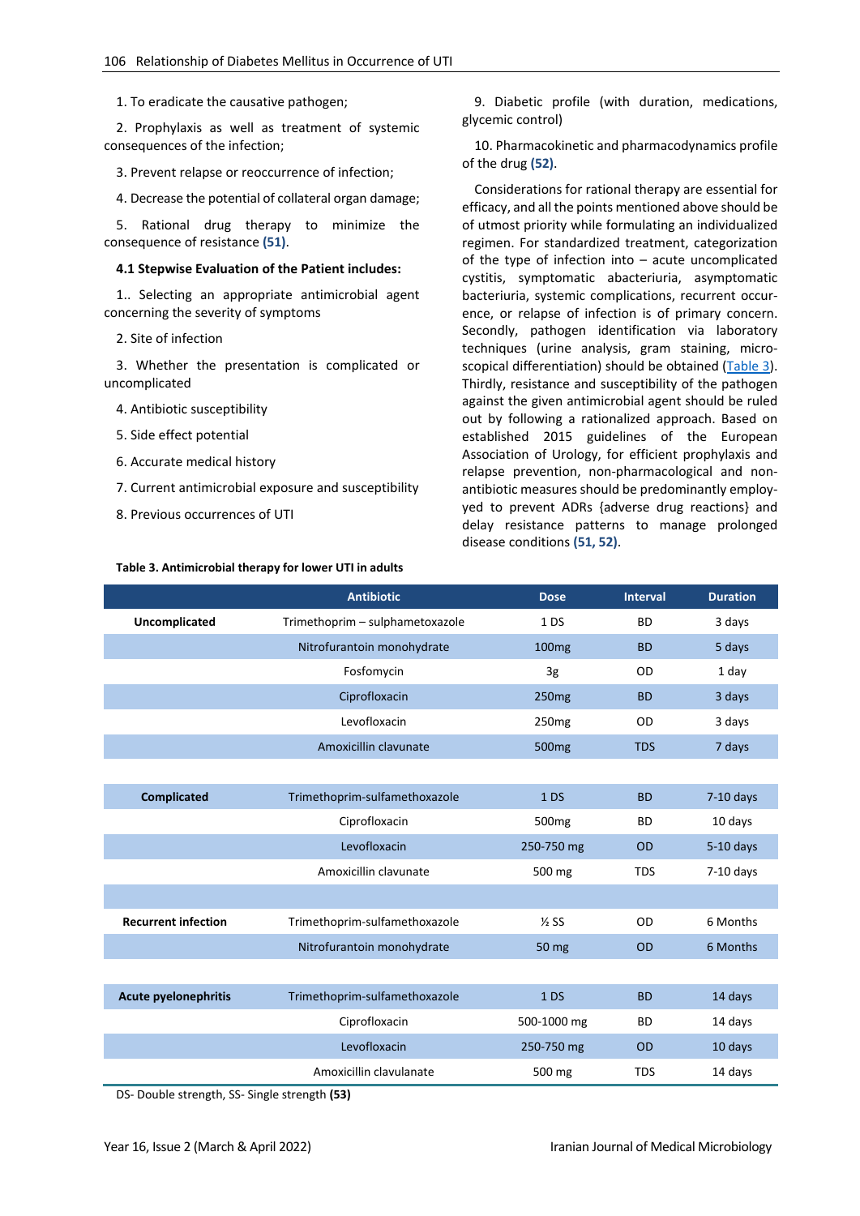1. To eradicate the causative pathogen;

2. Prophylaxis as well as treatment of systemic consequences of the infection;

3. Prevent relapse or reoccurrence of infection;

4. Decrease the potential of collateral organ damage;

5. Rational drug therapy to minimize the consequence of resistance **(51)**.

### 4.1 Stepwise Evaluation of the Patient includes:

1.. Selecting an appropriate antimicrobial agent concerning the severity of symptoms

2. Site of infection

3. Whether the presentation is complicated or uncomplicated

4. Antibiotic susceptibility

5. Side effect potential

6. Accurate medical history

7. Current antimicrobial exposure and susceptibility

8. Previous occurrences of UTI

9. Diabetic profile (with duration, medications, glycemic control)

10. Pharmacokinetic and pharmacodynamics profile of the drug **(52)**.

Considerations for rational therapy are essential for efficacy, and all the points mentioned above should be of utmost priority while formulating an individualized regimen. For standardized treatment, categorization of the type of infection into – acute uncomplicated cystitis, symptomatic abacteriuria, asymptomatic bacteriuria, systemic complications, recurrent occurrence, or relapse of infection is of primary concern. Secondly, pathogen identification via laboratory techniques (urine analysis, gram staining, microscopical differentiation) should be obtained (Table 3). Thirdly, resistance and susceptibility of the pathogen against the given antimicrobial agent should be ruled out by following a rationalized approach. Based on established 2015 guidelines of the European Association of Urology, for efficient prophylaxis and relapse prevention, non-pharmacological and non-antibiotic measures should be predominantly employed to prevent ADRs {adverse drug reactions} and delay resistance patterns to manage prolonged disease conditions **(51, 52)**.

**Table 3. Antimicrobial therapy for lower UTI in adults**

| | Antibiotic | Dose | Interval | Duration |
|---|---|---|---|---|
| **Uncomplicated** | Trimethoprim – sulphametoxazole | 1 DS | BD | 3 days |
| | Nitrofurantoin monohydrate | 100mg | BD | 5 days |
| | Fosfomycin | 3g | OD | 1 day |
| | Ciprofloxacin | 250mg | BD | 3 days |
| | Levofloxacin | 250mg | OD | 3 days |
| | Amoxicillin clavunate | 500mg | TDS | 7 days |
| **Complicated** | Trimethoprim-sulfamethoxazole | 1 DS | BD | 7-10 days |
| | Ciprofloxacin | 500mg | BD | 10 days |
| | Levofloxacin | 250-750 mg | OD | 5-10 days |
| | Amoxicillin clavunate | 500 mg | TDS | 7-10 days |
| **Recurrent infection** | Trimethoprim-sulfamethoxazole | ½ SS | OD | 6 Months |
| | Nitrofurantoin monohydrate | 50 mg | OD | 6 Months |
| **Acute pyelonephritis** | Trimethoprim-sulfamethoxazole | 1 DS | BD | 14 days |
| | Ciprofloxacin | 500-1000 mg | BD | 14 days |
| | Levofloxacin | 250-750 mg | OD | 10 days |
| | Amoxicillin clavulanate | 500 mg | TDS | 14 days |

DS- Double strength, SS- Single strength **(53)**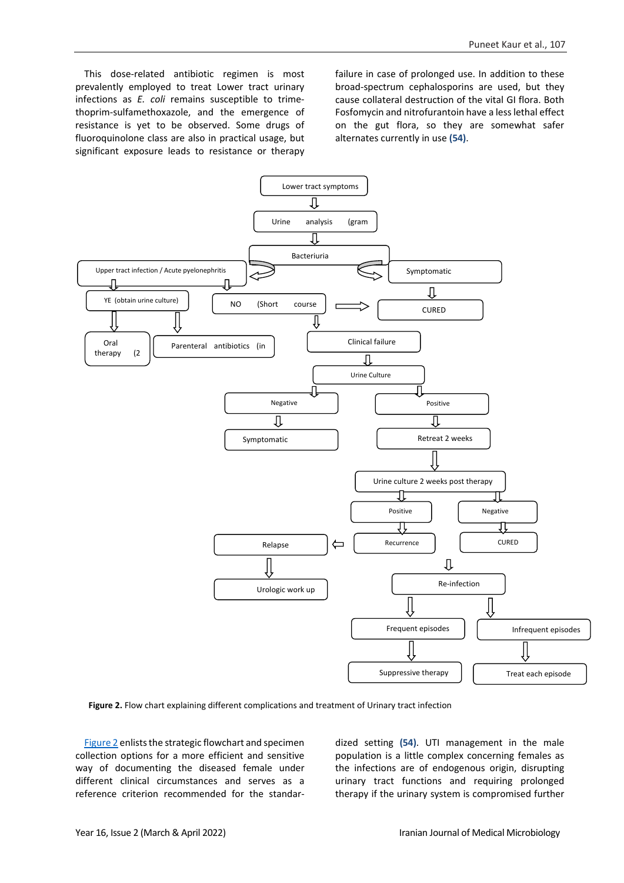This dose-related antibiotic regimen is most prevalently employed to treat Lower tract urinary infections as *E. coli* remains susceptible to trimethoprim-sulfamethoxazole, and the emergence of resistance is yet to be observed. Some drugs of fluoroquinolone class are also in practical usage, but significant exposure leads to resistance or therapy failure in case of prolonged use. In addition to these broad-spectrum cephalosporins are used, but they cause collateral destruction of the vital GI flora. Both Fosfomycin and nitrofurantoin have a less lethal effect on the gut flora, so they are somewhat safer alternates currently in use **(54)**.

**Figure 2.** Flow chart explaining different complications and treatment of Urinary tract infection

Figure 2 enlists the strategic flowchart and specimen collection options for a more efficient and sensitive way of documenting the diseased female under different clinical circumstances and serves as a reference criterion recommended for the standardized setting **(54)**. UTI management in the male population is a little complex concerning females as the infections are of endogenous origin, disrupting urinary tract functions and requiring prolonged therapy if the urinary system is compromised further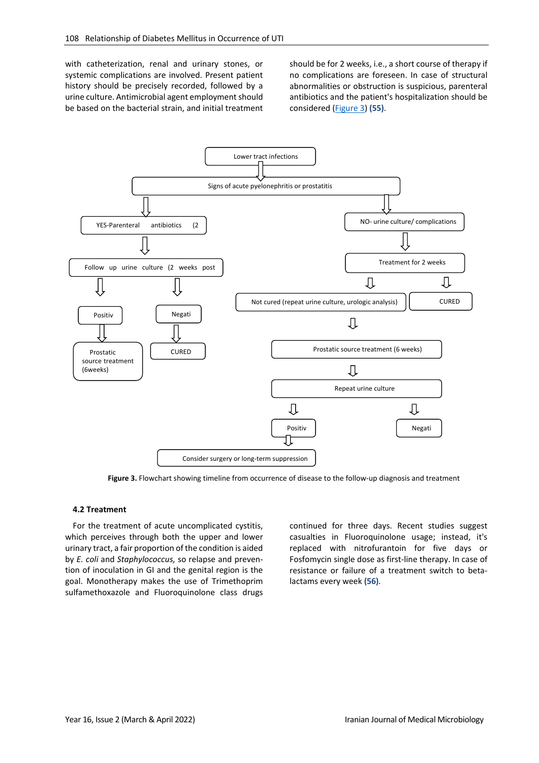with catheterization, renal and urinary stones, or systemic complications are involved. Present patient history should be precisely recorded, followed by a urine culture. Antimicrobial agent employment should be based on the bacterial strain, and initial treatment should be for 2 weeks, i.e., a short course of therapy if no complications are foreseen. In case of structural abnormalities or obstruction is suspicious, parenteral antibiotics and the patient's hospitalization should be considered (Figure 3) **(55)**.

Lower tract infections

Signs of acute pyelonephritis or prostatitis

YES-Parenteral antibiotics (2

Follow up urine culture (2 weeks post

Positiv

Prostatic source treatment (6weeks)

Negati

CURED

NO- urine culture/ complications

Treatment for 2 weeks

Not cured (repeat urine culture, urologic analysis)

CURED

Prostatic source treatment (6 weeks)

Repeat urine culture

Positiv

Negati

Consider surgery or long-term suppression

**Figure 3.** Flowchart showing timeline from occurrence of disease to the follow-up diagnosis and treatment

### 4.2 Treatment

For the treatment of acute uncomplicated cystitis, which perceives through both the upper and lower urinary tract, a fair proportion of the condition is aided by *E. coli* and *Staphylococcus,* so relapse and prevention of inoculation in GI and the genital region is the goal. Monotherapy makes the use of Trimethoprim sulfamethoxazole and Fluoroquinolone class drugs continued for three days. Recent studies suggest casualties in Fluoroquinolone usage; instead, it's replaced with nitrofurantoin for five days or Fosfomycin single dose as first-line therapy. In case of resistance or failure of a treatment switch to beta-lactams every week **(56)**.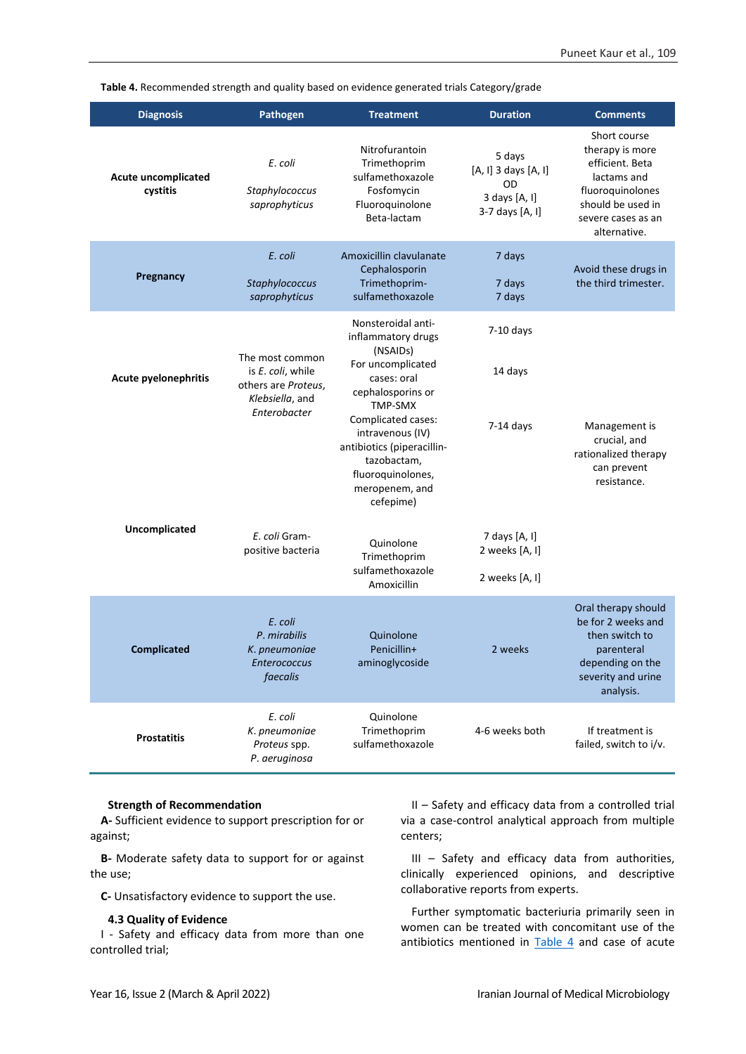**Table 4.** Recommended strength and quality based on evidence generated trials Category/grade

| Diagnosis | Pathogen | Treatment | Duration | Comments |
|---|---|---|---|---|
| **Acute uncomplicated cystitis** | *E. coli*<br>*Staphylococcus saprophyticus* | Nitrofurantoin<br>Trimethoprim sulfamethoxazole<br>Fosfomycin<br>Fluoroquinolone<br>Beta-lactam | 5 days<br>[A, I] 3 days [A, I]<br>OD<br>3 days [A, I]<br>3-7 days [A, I] | Short course therapy is more efficient. Beta lactams and fluoroquinolones should be used in severe cases as an alternative. |
| **Pregnancy** | *E. coli*<br>*Staphylococcus saprophyticus* | Amoxicillin clavulanate<br>Cephalosporin<br>Trimethoprim-sulfamethoxazole | 7 days<br>7 days<br>7 days | Avoid these drugs in the third trimester. |
| **Acute pyelonephritis** | The most common is *E. coli*, while others are *Proteus*, *Klebsiella*, and *Enterobacter* | Nonsteroidal anti-inflammatory drugs (NSAIDs)<br>For uncomplicated cases: oral cephalosporins or TMP-SMX<br>Complicated cases: intravenous (IV) antibiotics (piperacillin-tazobactam, fluoroquinolones, meropenem, and cefepime) | 7-10 days<br>14 days<br>7-14 days | Management is crucial, and rationalized therapy can prevent resistance. |
| **Uncomplicated** | *E. coli* Gram-positive bacteria | Quinolone<br>Trimethoprim sulfamethoxazole<br>Amoxicillin | 7 days [A, I]<br>2 weeks [A, I]<br>2 weeks [A, I] | |
| **Complicated** | *E. coli*<br>*P. mirabilis*<br>*K. pneumoniae*<br>*Enterococcus faecalis* | Quinolone<br>Penicillin+ aminoglycoside | 2 weeks | Oral therapy should be for 2 weeks and then switch to parenteral depending on the severity and urine analysis. |
| **Prostatitis** | *E. coli*<br>*K. pneumoniae*<br>*Proteus* spp.<br>*P. aeruginosa* | Quinolone<br>Trimethoprim sulfamethoxazole | 4-6 weeks both | If treatment is failed, switch to i/v. |

**Strength of Recommendation**

**A-** Sufficient evidence to support prescription for or against;

**B-** Moderate safety data to support for or against the use;

**C-** Unsatisfactory evidence to support the use.

### 4.3 Quality of Evidence

I - Safety and efficacy data from more than one controlled trial;

II – Safety and efficacy data from a controlled trial via a case-control analytical approach from multiple centers;

III – Safety and efficacy data from authorities, clinically experienced opinions, and descriptive collaborative reports from experts.

Further symptomatic bacteriuria primarily seen in women can be treated with concomitant use of the antibiotics mentioned in Table 4 and case of acute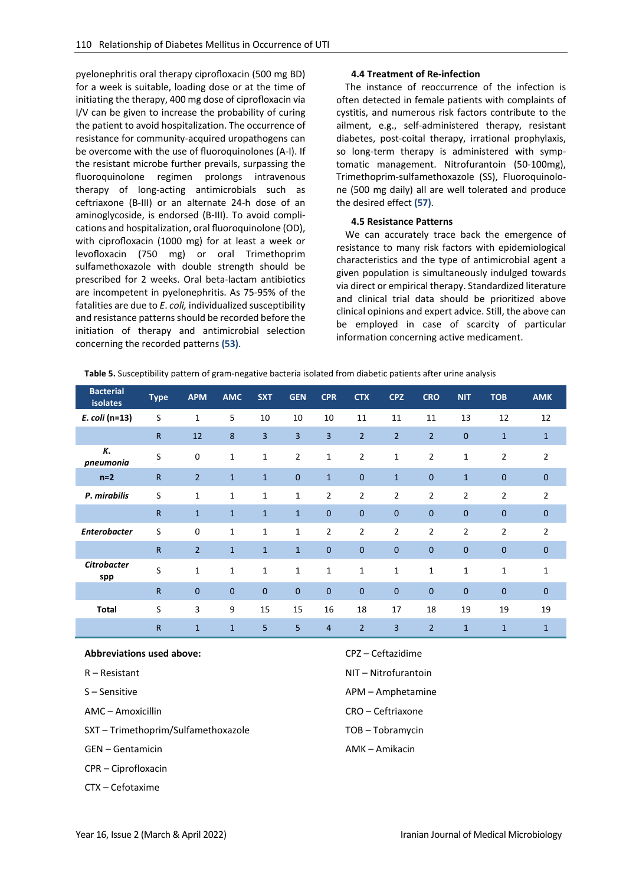pyelonephritis oral therapy ciprofloxacin (500 mg BD) for a week is suitable, loading dose or at the time of initiating the therapy, 400 mg dose of ciprofloxacin via I/V can be given to increase the probability of curing the patient to avoid hospitalization. The occurrence of resistance for community-acquired uropathogens can be overcome with the use of fluoroquinolones (A-I). If the resistant microbe further prevails, surpassing the fluoroquinolone regimen prolongs intravenous therapy of long-acting antimicrobials such as ceftriaxone (B-III) or an alternate 24-h dose of an aminoglycoside, is endorsed (B-III). To avoid complications and hospitalization, oral fluoroquinolone (OD), with ciprofloxacin (1000 mg) for at least a week or levofloxacin (750 mg) or oral Trimethoprim sulfamethoxazole with double strength should be prescribed for 2 weeks. Oral beta-lactam antibiotics are incompetent in pyelonephritis. As 75-95% of the fatalities are due to *E. coli,* individualized susceptibility and resistance patterns should be recorded before the initiation of therapy and antimicrobial selection concerning the recorded patterns **(53)**.

### 4.4 Treatment of Re-infection

The instance of reoccurrence of the infection is often detected in female patients with complaints of cystitis, and numerous risk factors contribute to the ailment, e.g., self-administered therapy, resistant diabetes, post-coital therapy, irrational prophylaxis, so long-term therapy is administered with symptomatic management. Nitrofurantoin (50-100mg), Trimethoprim-sulfamethoxazole (SS), Fluoroquinolone (500 mg daily) all are well tolerated and produce the desired effect **(57)**.

### 4.5 Resistance Patterns

We can accurately trace back the emergence of resistance to many risk factors with epidemiological characteristics and the type of antimicrobial agent a given population is simultaneously indulged towards via direct or empirical therapy. Standardized literature and clinical trial data should be prioritized above clinical opinions and expert advice. Still, the above can be employed in case of scarcity of particular information concerning active medicament.

**Table 5.** Susceptibility pattern of gram-negative bacteria isolated from diabetic patients after urine analysis

| Bacterial isolates | Type | APM | AMC | SXT | GEN | CPR | CTX | CPZ | CRO | NIT | TOB | AMK |
|---|---|---|---|---|---|---|---|---|---|---|---|---|
| ***E. coli*** **(n=13)** | S | 1 | 5 | 10 | 10 | 10 | 11 | 11 | 11 | 13 | 12 | 12 |
| | R | 12 | 8 | 3 | 3 | 3 | 2 | 2 | 2 | 0 | 1 | 1 |
| ***K. pneumonia*** | S | 0 | 1 | 1 | 2 | 1 | 2 | 1 | 2 | 1 | 2 | 2 |
| **n=2** | R | 2 | 1 | 1 | 0 | 1 | 0 | 1 | 0 | 1 | 0 | 0 |
| ***P. mirabilis*** | S | 1 | 1 | 1 | 1 | 2 | 2 | 2 | 2 | 2 | 2 | 2 |
| | R | 1 | 1 | 1 | 1 | 0 | 0 | 0 | 0 | 0 | 0 | 0 |
| ***Enterobacter*** | S | 0 | 1 | 1 | 1 | 2 | 2 | 2 | 2 | 2 | 2 | 2 |
| | R | 2 | 1 | 1 | 1 | 0 | 0 | 0 | 0 | 0 | 0 | 0 |
| ***Citrobacter*** **spp** | S | 1 | 1 | 1 | 1 | 1 | 1 | 1 | 1 | 1 | 1 | 1 |
| | R | 0 | 0 | 0 | 0 | 0 | 0 | 0 | 0 | 0 | 0 | 0 |
| **Total** | S | 3 | 9 | 15 | 15 | 16 | 18 | 17 | 18 | 19 | 19 | 19 |
| | R | 1 | 1 | 5 | 5 | 4 | 2 | 3 | 2 | 1 | 1 | 1 |

**Abbreviations used above:**

R – Resistant

S – Sensitive

AMC – Amoxicillin

SXT – Trimethoprim/Sulfamethoxazole

GEN – Gentamicin

CPR – Ciprofloxacin

CTX – Cefotaxime

CPZ – Ceftazidime

NIT – Nitrofurantoin

APM – Amphetamine

CRO – Ceftriaxone

TOB – Tobramycin

AMK – Amikacin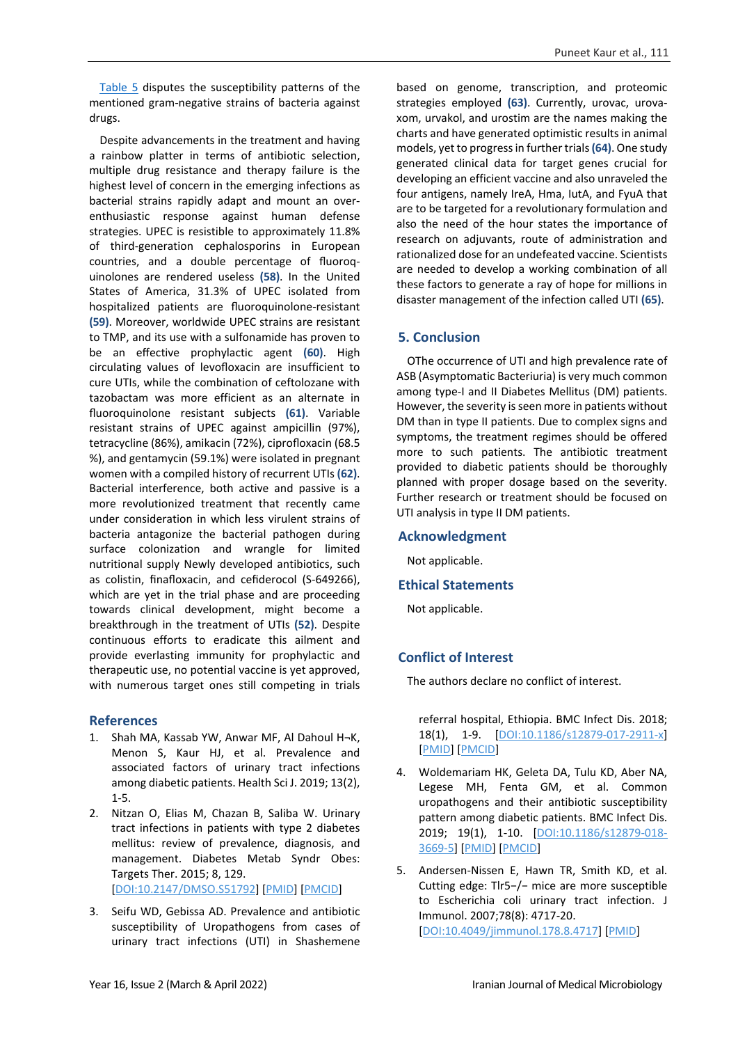Table 5 disputes the susceptibility patterns of the mentioned gram-negative strains of bacteria against drugs.

Despite advancements in the treatment and having a rainbow platter in terms of antibiotic selection, multiple drug resistance and therapy failure is the highest level of concern in the emerging infections as bacterial strains rapidly adapt and mount an over-enthusiastic response against human defense strategies. UPEC is resistible to approximately 11.8% of third-generation cephalosporins in European countries, and a double percentage of fluoroquinolones are rendered useless **(58)**. In the United States of America, 31.3% of UPEC isolated from hospitalized patients are fluoroquinolone-resistant **(59)**. Moreover, worldwide UPEC strains are resistant to TMP, and its use with a sulfonamide has proven to be an effective prophylactic agent **(60)**. High circulating values of levofloxacin are insufficient to cure UTIs, while the combination of ceftolozane with tazobactam was more efficient as an alternate in fluoroquinolone resistant subjects **(61)**. Variable resistant strains of UPEC against ampicillin (97%), tetracycline (86%), amikacin (72%), ciprofloxacin (68.5 %), and gentamycin (59.1%) were isolated in pregnant women with a compiled history of recurrent UTIs **(62)**. Bacterial interference, both active and passive is a more revolutionized treatment that recently came under consideration in which less virulent strains of bacteria antagonize the bacterial pathogen during surface colonization and wrangle for limited nutritional supply Newly developed antibiotics, such as colistin, finafloxacin, and cefiderocol (S-649266), which are yet in the trial phase and are proceeding towards clinical development, might become a breakthrough in the treatment of UTIs **(52)**. Despite continuous efforts to eradicate this ailment and provide everlasting immunity for prophylactic and therapeutic use, no potential vaccine is yet approved, with numerous target ones still competing in trials based on genome, transcription, and proteomic strategies employed **(63)**. Currently, urovac, urovaxom, urvakol, and urostim are the names making the charts and have generated optimistic results in animal models, yet to progress in further trials **(64)**. One study generated clinical data for target genes crucial for developing an efficient vaccine and also unraveled the four antigens, namely IreA, Hma, IutA, and FyuA that are to be targeted for a revolutionary formulation and also the need of the hour states the importance of research on adjuvants, route of administration and rationalized dose for an undefeated vaccine. Scientists are needed to develop a working combination of all these factors to generate a ray of hope for millions in disaster management of the infection called UTI **(65)**.

## 5. Conclusion

OThe occurrence of UTI and high prevalence rate of ASB (Asymptomatic Bacteriuria) is very much common among type-I and II Diabetes Mellitus (DM) patients. However, the severity is seen more in patients without DM than in type II patients. Due to complex signs and symptoms, the treatment regimes should be offered more to such patients. The antibiotic treatment provided to diabetic patients should be thoroughly planned with proper dosage based on the severity. Further research or treatment should be focused on UTI analysis in type II DM patients.

## Acknowledgment

Not applicable.

## Ethical Statements

Not applicable.

## Conflict of Interest

The authors declare no conflict of interest.

## References

1. Shah MA, Kassab YW, Anwar MF, Al Dahoul H¬K, Menon S, Kaur HJ, et al. Prevalence and associated factors of urinary tract infections among diabetic patients. Health Sci J. 2019; 13(2), 1-5.
2. Nitzan O, Elias M, Chazan B, Saliba W. Urinary tract infections in patients with type 2 diabetes mellitus: review of prevalence, diagnosis, and management. Diabetes Metab Syndr Obes: Targets Ther. 2015; 8, 129. [DOI:10.2147/DMSO.S51792] [PMID] [PMCID]
3. Seifu WD, Gebissa AD. Prevalence and antibiotic susceptibility of Uropathogens from cases of urinary tract infections (UTI) in Shashemene referral hospital, Ethiopia. BMC Infect Dis. 2018; 18(1), 1-9. [DOI:10.1186/s12879-017-2911-x] [PMID] [PMCID]
4. Woldemariam HK, Geleta DA, Tulu KD, Aber NA, Legese MH, Fenta GM, et al. Common uropathogens and their antibiotic susceptibility pattern among diabetic patients. BMC Infect Dis. 2019; 19(1), 1-10. [DOI:10.1186/s12879-018-3669-5] [PMID] [PMCID]
5. Andersen-Nissen E, Hawn TR, Smith KD, et al. Cutting edge: Tlr5−/− mice are more susceptible to Escherichia coli urinary tract infection. J Immunol. 2007;78(8): 4717-20. [DOI:10.4049/jimmunol.178.8.4717] [PMID]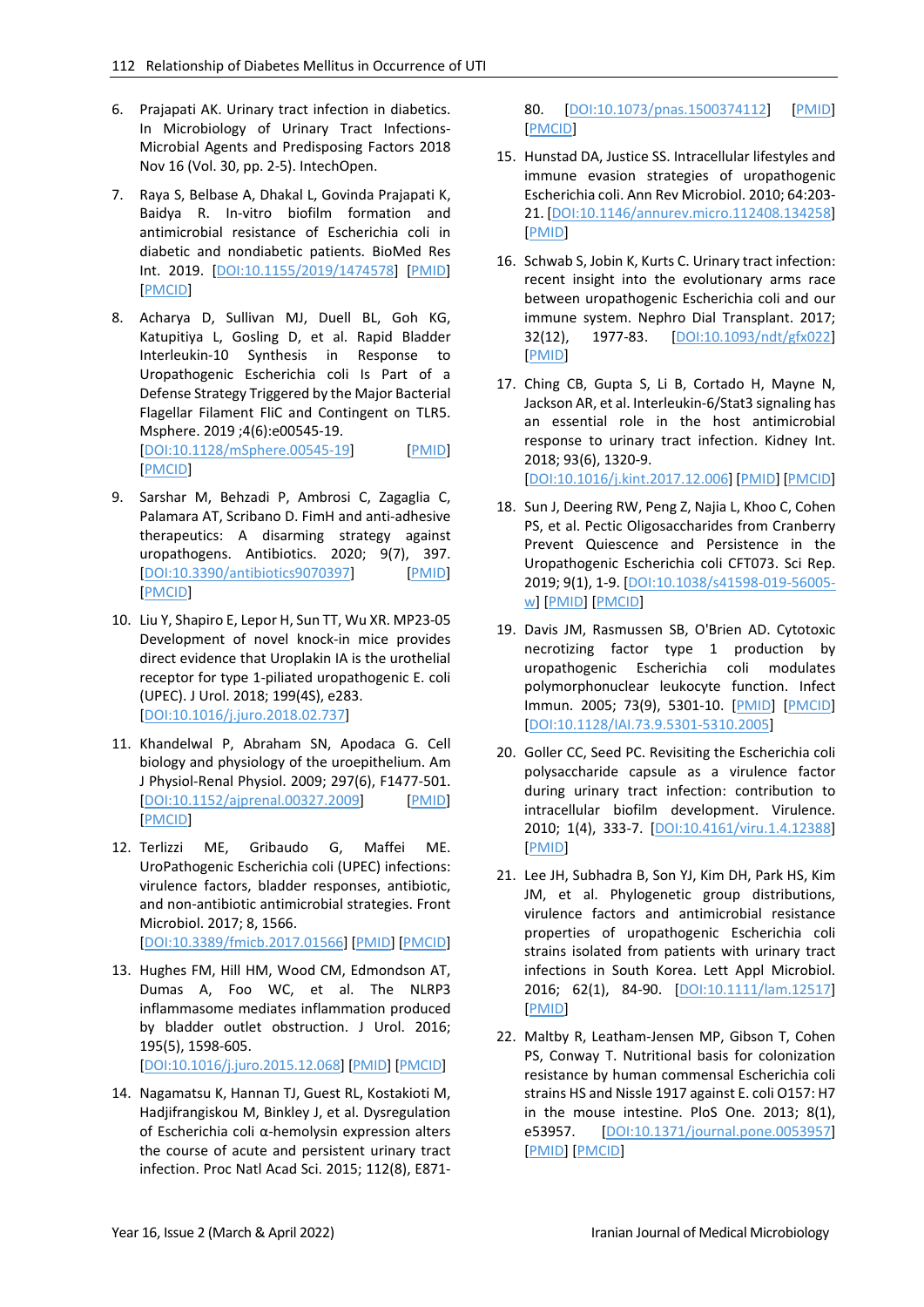6. Prajapati AK. Urinary tract infection in diabetics. In Microbiology of Urinary Tract Infections-Microbial Agents and Predisposing Factors 2018 Nov 16 (Vol. 30, pp. 2-5). IntechOpen.

7. Raya S, Belbase A, Dhakal L, Govinda Prajapati K, Baidya R. In-vitro biofilm formation and antimicrobial resistance of Escherichia coli in diabetic and nondiabetic patients. BioMed Res Int. 2019. [DOI:10.1155/2019/1474578] [PMID] [PMCID]

8. Acharya D, Sullivan MJ, Duell BL, Goh KG, Katupitiya L, Gosling D, et al. Rapid Bladder Interleukin-10 Synthesis in Response to Uropathogenic Escherichia coli Is Part of a Defense Strategy Triggered by the Major Bacterial Flagellar Filament FliC and Contingent on TLR5. Msphere. 2019 ;4(6):e00545-19. [DOI:10.1128/mSphere.00545-19] [PMID] [PMCID]

9. Sarshar M, Behzadi P, Ambrosi C, Zagaglia C, Palamara AT, Scribano D. FimH and anti-adhesive therapeutics: A disarming strategy against uropathogens. Antibiotics. 2020; 9(7), 397. [DOI:10.3390/antibiotics9070397] [PMID] [PMCID]

10. Liu Y, Shapiro E, Lepor H, Sun TT, Wu XR. MP23-05 Development of novel knock-in mice provides direct evidence that Uroplakin IA is the urothelial receptor for type 1-piliated uropathogenic E. coli (UPEC). J Urol. 2018; 199(4S), e283. [DOI:10.1016/j.juro.2018.02.737]

11. Khandelwal P, Abraham SN, Apodaca G. Cell biology and physiology of the uroepithelium. Am J Physiol-Renal Physiol. 2009; 297(6), F1477-501. [DOI:10.1152/ajprenal.00327.2009] [PMID] [PMCID]

12. Terlizzi ME, Gribaudo G, Maffei ME. UroPathogenic Escherichia coli (UPEC) infections: virulence factors, bladder responses, antibiotic, and non-antibiotic antimicrobial strategies. Front Microbiol. 2017; 8, 1566. [DOI:10.3389/fmicb.2017.01566] [PMID] [PMCID]

13. Hughes FM, Hill HM, Wood CM, Edmondson AT, Dumas A, Foo WC, et al. The NLRP3 inflammasome mediates inflammation produced by bladder outlet obstruction. J Urol. 2016; 195(5), 1598-605. [DOI:10.1016/j.juro.2015.12.068] [PMID] [PMCID]

14. Nagamatsu K, Hannan TJ, Guest RL, Kostakioti M, Hadjifrangiskou M, Binkley J, et al. Dysregulation of Escherichia coli α-hemolysin expression alters the course of acute and persistent urinary tract infection. Proc Natl Acad Sci. 2015; 112(8), E871-80. [DOI:10.1073/pnas.1500374112] [PMID] [PMCID]

15. Hunstad DA, Justice SS. Intracellular lifestyles and immune evasion strategies of uropathogenic Escherichia coli. Ann Rev Microbiol. 2010; 64:203-21. [DOI:10.1146/annurev.micro.112408.134258] [PMID]

16. Schwab S, Jobin K, Kurts C. Urinary tract infection: recent insight into the evolutionary arms race between uropathogenic Escherichia coli and our immune system. Nephro Dial Transplant. 2017; 32(12), 1977-83. [DOI:10.1093/ndt/gfx022] [PMID]

17. Ching CB, Gupta S, Li B, Cortado H, Mayne N, Jackson AR, et al. Interleukin-6/Stat3 signaling has an essential role in the host antimicrobial response to urinary tract infection. Kidney Int. 2018; 93(6), 1320-9. [DOI:10.1016/j.kint.2017.12.006] [PMID] [PMCID]

18. Sun J, Deering RW, Peng Z, Najia L, Khoo C, Cohen PS, et al. Pectic Oligosaccharides from Cranberry Prevent Quiescence and Persistence in the Uropathogenic Escherichia coli CFT073. Sci Rep. 2019; 9(1), 1-9. [DOI:10.1038/s41598-019-56005-w] [PMID] [PMCID]

19. Davis JM, Rasmussen SB, O'Brien AD. Cytotoxic necrotizing factor type 1 production by uropathogenic Escherichia coli modulates polymorphonuclear leukocyte function. Infect Immun. 2005; 73(9), 5301-10. [PMID] [PMCID] [DOI:10.1128/IAI.73.9.5301-5310.2005]

20. Goller CC, Seed PC. Revisiting the Escherichia coli polysaccharide capsule as a virulence factor during urinary tract infection: contribution to intracellular biofilm development. Virulence. 2010; 1(4), 333-7. [DOI:10.4161/viru.1.4.12388] [PMID]

21. Lee JH, Subhadra B, Son YJ, Kim DH, Park HS, Kim JM, et al. Phylogenetic group distributions, virulence factors and antimicrobial resistance properties of uropathogenic Escherichia coli strains isolated from patients with urinary tract infections in South Korea. Lett Appl Microbiol. 2016; 62(1), 84-90. [DOI:10.1111/lam.12517] [PMID]

22. Maltby R, Leatham-Jensen MP, Gibson T, Cohen PS, Conway T. Nutritional basis for colonization resistance by human commensal Escherichia coli strains HS and Nissle 1917 against E. coli O157: H7 in the mouse intestine. PloS One. 2013; 8(1), e53957. [DOI:10.1371/journal.pone.0053957] [PMID] [PMCID]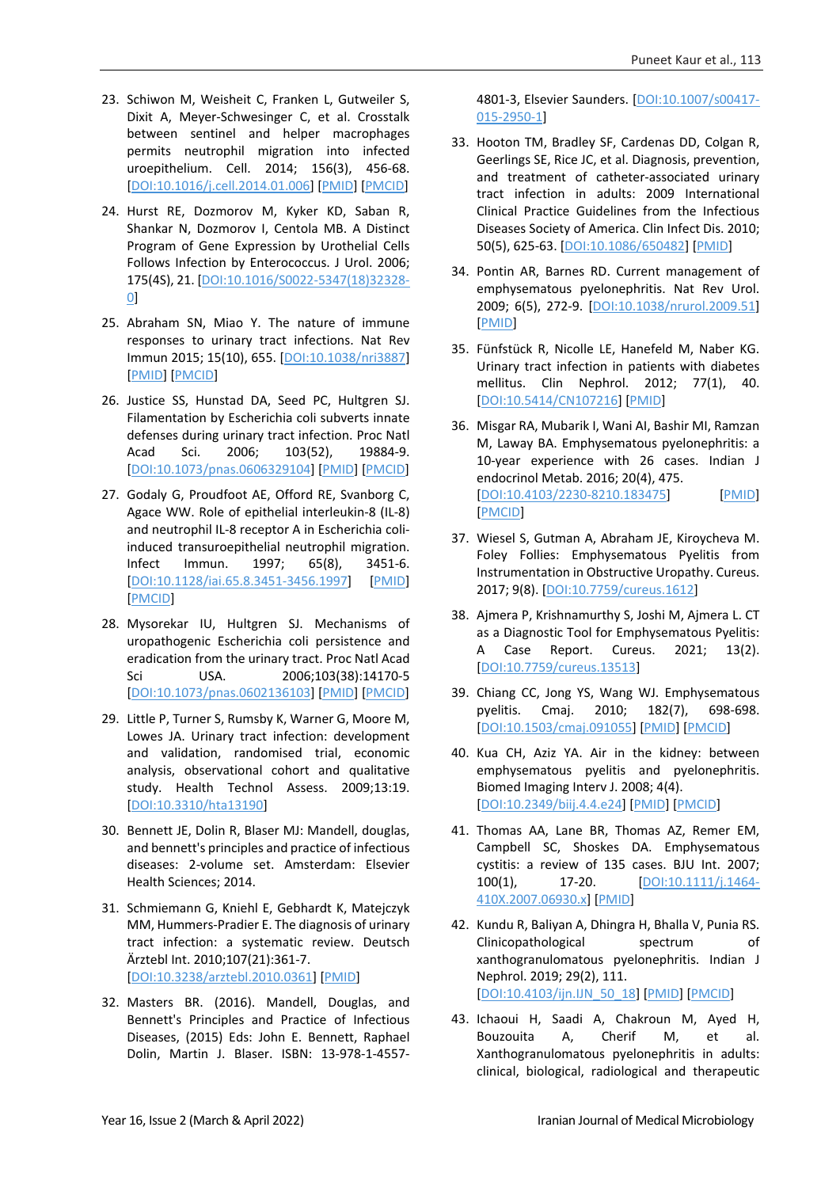23. Schiwon M, Weisheit C, Franken L, Gutweiler S, Dixit A, Meyer-Schwesinger C, et al. Crosstalk between sentinel and helper macrophages permits neutrophil migration into infected uroepithelium. Cell. 2014; 156(3), 456-68. [DOI:10.1016/j.cell.2014.01.006] [PMID] [PMCID]

24. Hurst RE, Dozmorov M, Kyker KD, Saban R, Shankar N, Dozmorov I, Centola MB. A Distinct Program of Gene Expression by Urothelial Cells Follows Infection by Enterococcus. J Urol. 2006; 175(4S), 21. [DOI:10.1016/S0022-5347(18)32328-0]

25. Abraham SN, Miao Y. The nature of immune responses to urinary tract infections. Nat Rev Immun 2015; 15(10), 655. [DOI:10.1038/nri3887] [PMID] [PMCID]

26. Justice SS, Hunstad DA, Seed PC, Hultgren SJ. Filamentation by Escherichia coli subverts innate defenses during urinary tract infection. Proc Natl Acad Sci. 2006; 103(52), 19884-9. [DOI:10.1073/pnas.0606329104] [PMID] [PMCID]

27. Godaly G, Proudfoot AE, Offord RE, Svanborg C, Agace WW. Role of epithelial interleukin-8 (IL-8) and neutrophil IL-8 receptor A in Escherichia coli-induced transuroepithelial neutrophil migration. Infect Immun. 1997; 65(8), 3451-6. [DOI:10.1128/iai.65.8.3451-3456.1997] [PMID] [PMCID]

28. Mysorekar IU, Hultgren SJ. Mechanisms of uropathogenic Escherichia coli persistence and eradication from the urinary tract. Proc Natl Acad Sci USA. 2006;103(38):14170-5 [DOI:10.1073/pnas.0602136103] [PMID] [PMCID]

29. Little P, Turner S, Rumsby K, Warner G, Moore M, Lowes JA. Urinary tract infection: development and validation, randomised trial, economic analysis, observational cohort and qualitative study. Health Technol Assess. 2009;13:19. [DOI:10.3310/hta13190]

30. Bennett JE, Dolin R, Blaser MJ: Mandell, douglas, and bennett's principles and practice of infectious diseases: 2-volume set. Amsterdam: Elsevier Health Sciences; 2014.

31. Schmiemann G, Kniehl E, Gebhardt K, Matejczyk MM, Hummers-Pradier E. The diagnosis of urinary tract infection: a systematic review. Deutsch Ärztebl Int. 2010;107(21):361-7. [DOI:10.3238/arztebl.2010.0361] [PMID]

32. Masters BR. (2016). Mandell, Douglas, and Bennett's Principles and Practice of Infectious Diseases, (2015) Eds: John E. Bennett, Raphael Dolin, Martin J. Blaser. ISBN: 13-978-1-4557-4801-3, Elsevier Saunders. [DOI:10.1007/s00417-015-2950-1]

33. Hooton TM, Bradley SF, Cardenas DD, Colgan R, Geerlings SE, Rice JC, et al. Diagnosis, prevention, and treatment of catheter-associated urinary tract infection in adults: 2009 International Clinical Practice Guidelines from the Infectious Diseases Society of America. Clin Infect Dis. 2010; 50(5), 625-63. [DOI:10.1086/650482] [PMID]

34. Pontin AR, Barnes RD. Current management of emphysematous pyelonephritis. Nat Rev Urol. 2009; 6(5), 272-9. [DOI:10.1038/nrurol.2009.51] [PMID]

35. Fünfstück R, Nicolle LE, Hanefeld M, Naber KG. Urinary tract infection in patients with diabetes mellitus. Clin Nephrol. 2012; 77(1), 40. [DOI:10.5414/CN107216] [PMID]

36. Misgar RA, Mubarik I, Wani AI, Bashir MI, Ramzan M, Laway BA. Emphysematous pyelonephritis: a 10-year experience with 26 cases. Indian J endocrinol Metab. 2016; 20(4), 475. [DOI:10.4103/2230-8210.183475] [PMID] [PMCID]

37. Wiesel S, Gutman A, Abraham JE, Kiroycheva M. Foley Follies: Emphysematous Pyelitis from Instrumentation in Obstructive Uropathy. Cureus. 2017; 9(8). [DOI:10.7759/cureus.1612]

38. Ajmera P, Krishnamurthy S, Joshi M, Ajmera L. CT as a Diagnostic Tool for Emphysematous Pyelitis: A Case Report. Cureus. 2021; 13(2). [DOI:10.7759/cureus.13513]

39. Chiang CC, Jong YS, Wang WJ. Emphysematous pyelitis. Cmaj. 2010; 182(7), 698-698. [DOI:10.1503/cmaj.091055] [PMID] [PMCID]

40. Kua CH, Aziz YA. Air in the kidney: between emphysematous pyelitis and pyelonephritis. Biomed Imaging Interv J. 2008; 4(4). [DOI:10.2349/biij.4.4.e24] [PMID] [PMCID]

41. Thomas AA, Lane BR, Thomas AZ, Remer EM, Campbell SC, Shoskes DA. Emphysematous cystitis: a review of 135 cases. BJU Int. 2007; 100(1), 17-20. [DOI:10.1111/j.1464-410X.2007.06930.x] [PMID]

42. Kundu R, Baliyan A, Dhingra H, Bhalla V, Punia RS. Clinicopathological spectrum of xanthogranulomatous pyelonephritis. Indian J Nephrol. 2019; 29(2), 111. [DOI:10.4103/ijn.IJN_50_18] [PMID] [PMCID]

43. Ichaoui H, Saadi A, Chakroun M, Ayed H, Bouzouita A, Cherif M, et al. Xanthogranulomatous pyelonephritis in adults: clinical, biological, radiological and therapeutic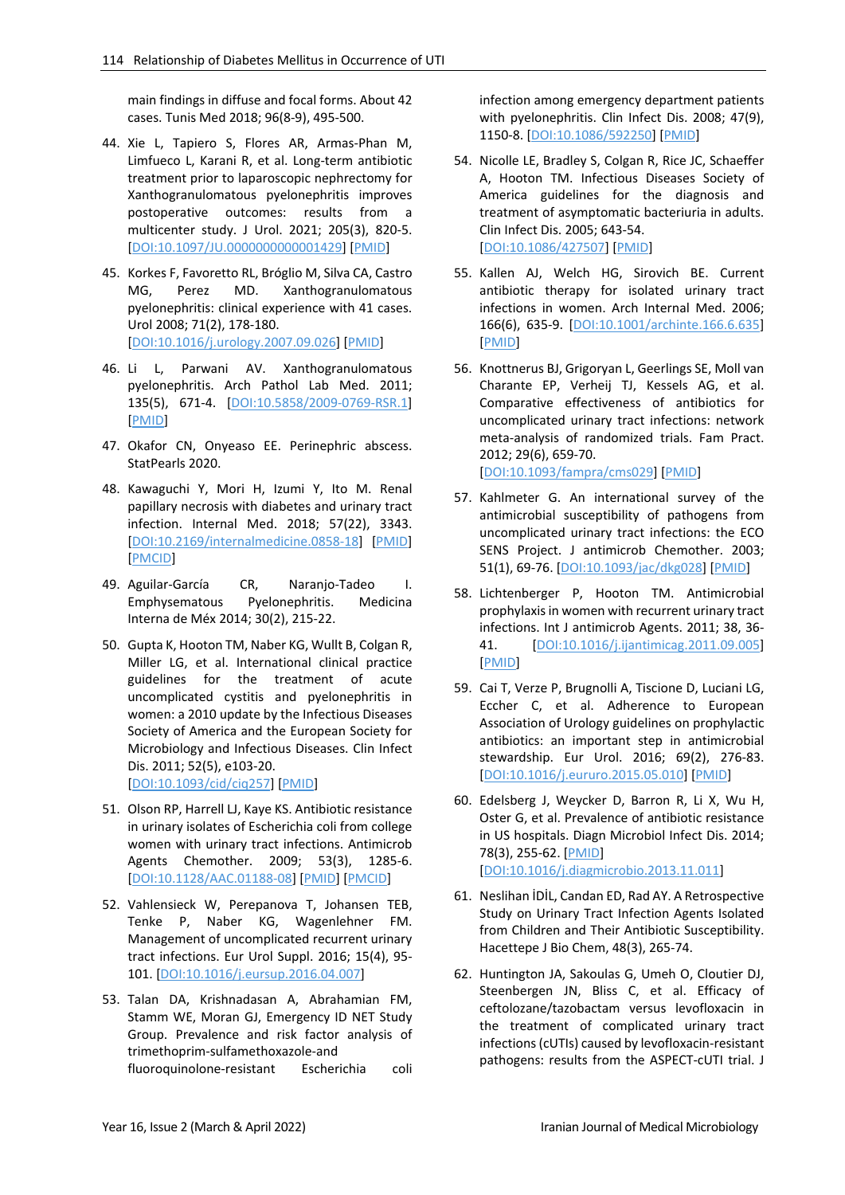main findings in diffuse and focal forms. About 42 cases. Tunis Med 2018; 96(8-9), 495-500.

44. Xie L, Tapiero S, Flores AR, Armas-Phan M, Limfueco L, Karani R, et al. Long-term antibiotic treatment prior to laparoscopic nephrectomy for Xanthogranulomatous pyelonephritis improves postoperative outcomes: results from a multicenter study. J Urol. 2021; 205(3), 820-5. [DOI:10.1097/JU.0000000000001429] [PMID]

45. Korkes F, Favoretto RL, Bróglio M, Silva CA, Castro MG, Perez MD. Xanthogranulomatous pyelonephritis: clinical experience with 41 cases. Urol 2008; 71(2), 178-180. [DOI:10.1016/j.urology.2007.09.026] [PMID]

46. Li L, Parwani AV. Xanthogranulomatous pyelonephritis. Arch Pathol Lab Med. 2011; 135(5), 671-4. [DOI:10.5858/2009-0769-RSR.1] [PMID]

47. Okafor CN, Onyeaso EE. Perinephric abscess. StatPearls 2020.

48. Kawaguchi Y, Mori H, Izumi Y, Ito M. Renal papillary necrosis with diabetes and urinary tract infection. Internal Med. 2018; 57(22), 3343. [DOI:10.2169/internalmedicine.0858-18] [PMID] [PMCID]

49. Aguilar-García CR, Naranjo-Tadeo I. Emphysematous Pyelonephritis. Medicina Interna de Méx 2014; 30(2), 215-22.

50. Gupta K, Hooton TM, Naber KG, Wullt B, Colgan R, Miller LG, et al. International clinical practice guidelines for the treatment of acute uncomplicated cystitis and pyelonephritis in women: a 2010 update by the Infectious Diseases Society of America and the European Society for Microbiology and Infectious Diseases. Clin Infect Dis. 2011; 52(5), e103-20. [DOI:10.1093/cid/ciq257] [PMID]

51. Olson RP, Harrell LJ, Kaye KS. Antibiotic resistance in urinary isolates of Escherichia coli from college women with urinary tract infections. Antimicrob Agents Chemother. 2009; 53(3), 1285-6. [DOI:10.1128/AAC.01188-08] [PMID] [PMCID]

52. Vahlensieck W, Perepanova T, Johansen TEB, Tenke P, Naber KG, Wagenlehner FM. Management of uncomplicated recurrent urinary tract infections. Eur Urol Suppl. 2016; 15(4), 95-101. [DOI:10.1016/j.eursup.2016.04.007]

53. Talan DA, Krishnadasan A, Abrahamian FM, Stamm WE, Moran GJ, Emergency ID NET Study Group. Prevalence and risk factor analysis of trimethoprim-sulfamethoxazole-and fluoroquinolone-resistant Escherichia coli infection among emergency department patients with pyelonephritis. Clin Infect Dis. 2008; 47(9), 1150-8. [DOI:10.1086/592250] [PMID]

54. Nicolle LE, Bradley S, Colgan R, Rice JC, Schaeffer A, Hooton TM. Infectious Diseases Society of America guidelines for the diagnosis and treatment of asymptomatic bacteriuria in adults. Clin Infect Dis. 2005; 643-54. [DOI:10.1086/427507] [PMID]

55. Kallen AJ, Welch HG, Sirovich BE. Current antibiotic therapy for isolated urinary tract infections in women. Arch Internal Med. 2006; 166(6), 635-9. [DOI:10.1001/archinte.166.6.635] [PMID]

56. Knottnerus BJ, Grigoryan L, Geerlings SE, Moll van Charante EP, Verheij TJ, Kessels AG, et al. Comparative effectiveness of antibiotics for uncomplicated urinary tract infections: network meta-analysis of randomized trials. Fam Pract. 2012; 29(6), 659-70. [DOI:10.1093/fampra/cms029] [PMID]

57. Kahlmeter G. An international survey of the antimicrobial susceptibility of pathogens from uncomplicated urinary tract infections: the ECO SENS Project. J antimicrob Chemother. 2003; 51(1), 69-76. [DOI:10.1093/jac/dkg028] [PMID]

58. Lichtenberger P, Hooton TM. Antimicrobial prophylaxis in women with recurrent urinary tract infections. Int J antimicrob Agents. 2011; 38, 36-41. [DOI:10.1016/j.ijantimicag.2011.09.005] [PMID]

59. Cai T, Verze P, Brugnolli A, Tiscione D, Luciani LG, Eccher C, et al. Adherence to European Association of Urology guidelines on prophylactic antibiotics: an important step in antimicrobial stewardship. Eur Urol. 2016; 69(2), 276-83. [DOI:10.1016/j.eururo.2015.05.010] [PMID]

60. Edelsberg J, Weycker D, Barron R, Li X, Wu H, Oster G, et al. Prevalence of antibiotic resistance in US hospitals. Diagn Microbiol Infect Dis. 2014; 78(3), 255-62. [PMID] [DOI:10.1016/j.diagmicrobio.2013.11.011]

61. Neslihan İDİL, Candan ED, Rad AY. A Retrospective Study on Urinary Tract Infection Agents Isolated from Children and Their Antibiotic Susceptibility. Hacettepe J Bio Chem, 48(3), 265-74.

62. Huntington JA, Sakoulas G, Umeh O, Cloutier DJ, Steenbergen JN, Bliss C, et al. Efficacy of ceftolozane/tazobactam versus levofloxacin in the treatment of complicated urinary tract infections (cUTIs) caused by levofloxacin-resistant pathogens: results from the ASPECT-cUTI trial. J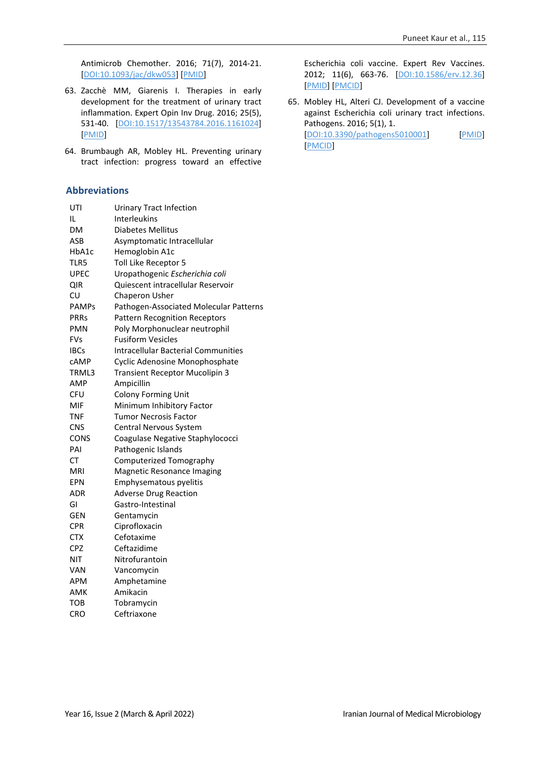Antimicrob Chemother. 2016; 71(7), 2014-21. [DOI:10.1093/jac/dkw053] [PMID]

63. Zacchè MM, Giarenis I. Therapies in early development for the treatment of urinary tract inflammation. Expert Opin Inv Drug. 2016; 25(5), 531-40. [DOI:10.1517/13543784.2016.1161024] [PMID]

64. Brumbaugh AR, Mobley HL. Preventing urinary tract infection: progress toward an effective Escherichia coli vaccine. Expert Rev Vaccines. 2012; 11(6), 663-76. [DOI:10.1586/erv.12.36] [PMID] [PMCID]

65. Mobley HL, Alteri CJ. Development of a vaccine against Escherichia coli urinary tract infections. Pathogens. 2016; 5(1), 1. [DOI:10.3390/pathogens5010001] [PMID] [PMCID]

## Abbreviations

| | |
|---|---|
| UTI | Urinary Tract Infection |
| IL | Interleukins |
| DM | Diabetes Mellitus |
| ASB | Asymptomatic Intracellular |
| HbA1c | Hemoglobin A1c |
| TLR5 | Toll Like Receptor 5 |
| UPEC | Uropathogenic *Escherichia coli* |
| QIR | Quiescent intracellular Reservoir |
| CU | Chaperon Usher |
| PAMPs | Pathogen-Associated Molecular Patterns |
| PRRs | Pattern Recognition Receptors |
| PMN | Poly Morphonuclear neutrophil |
| FVs | Fusiform Vesicles |
| IBCs | Intracellular Bacterial Communities |
| cAMP | Cyclic Adenosine Monophosphate |
| TRML3 | Transient Receptor Mucolipin 3 |
| AMP | Ampicillin |
| CFU | Colony Forming Unit |
| MIF | Minimum Inhibitory Factor |
| TNF | Tumor Necrosis Factor |
| CNS | Central Nervous System |
| CONS | Coagulase Negative Staphylococci |
| PAI | Pathogenic Islands |
| CT | Computerized Tomography |
| MRI | Magnetic Resonance Imaging |
| EPN | Emphysematous pyelitis |
| ADR | Adverse Drug Reaction |
| GI | Gastro-Intestinal |
| GEN | Gentamycin |
| CPR | Ciprofloxacin |
| CTX | Cefotaxime |
| CPZ | Ceftazidime |
| NIT | Nitrofurantoin |
| VAN | Vancomycin |
| APM | Amphetamine |
| AMK | Amikacin |
| TOB | Tobramycin |
| CRO | Ceftriaxone |